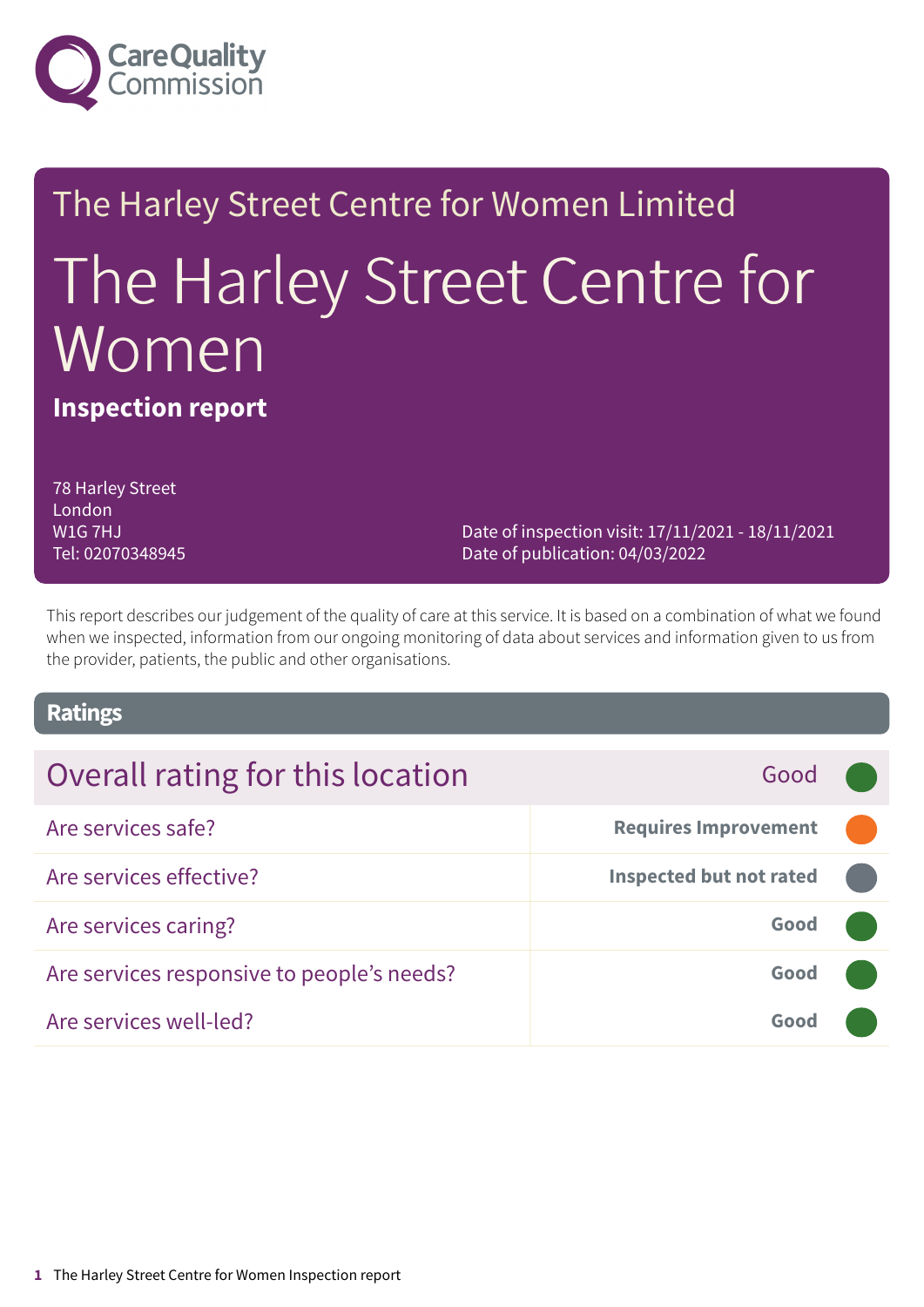Care Quality Commission

The Harley Street Centre for Women Limited

# The Harley Street Centre for Women

**Inspection report**

78 Harley Street
London
W1G 7HJ
Tel: 02070348945

Date of inspection visit: 17/11/2021 - 18/11/2021
Date of publication: 04/03/2022

This report describes our judgement of the quality of care at this service. It is based on a combination of what we found when we inspected, information from our ongoing monitoring of data about services and information given to us from the provider, patients, the public and other organisations.

## Ratings

| Overall rating for this location | Good |
| --- | --- |
| Are services safe? | **Requires Improvement** |
| Are services effective? | **Inspected but not rated** |
| Are services caring? | **Good** |
| Are services responsive to people's needs? | **Good** |
| Are services well-led? | **Good** |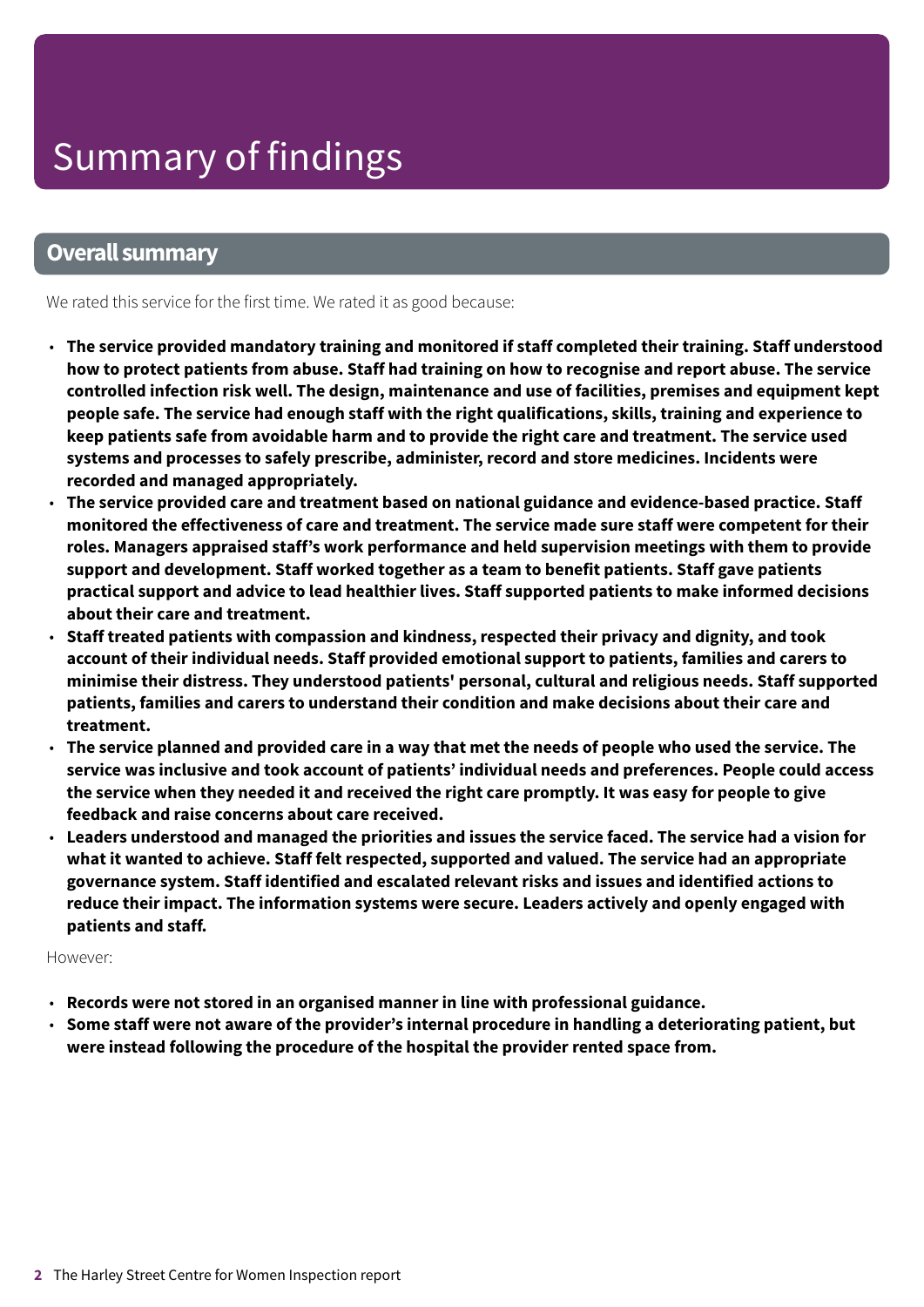# Summary of findings

## Overall summary

We rated this service for the first time. We rated it as good because:

- **The service provided mandatory training and monitored if staff completed their training. Staff understood how to protect patients from abuse. Staff had training on how to recognise and report abuse. The service controlled infection risk well. The design, maintenance and use of facilities, premises and equipment kept people safe. The service had enough staff with the right qualifications, skills, training and experience to keep patients safe from avoidable harm and to provide the right care and treatment. The service used systems and processes to safely prescribe, administer, record and store medicines. Incidents were recorded and managed appropriately.**
- **The service provided care and treatment based on national guidance and evidence-based practice. Staff monitored the effectiveness of care and treatment. The service made sure staff were competent for their roles. Managers appraised staff's work performance and held supervision meetings with them to provide support and development. Staff worked together as a team to benefit patients. Staff gave patients practical support and advice to lead healthier lives. Staff supported patients to make informed decisions about their care and treatment.**
- **Staff treated patients with compassion and kindness, respected their privacy and dignity, and took account of their individual needs. Staff provided emotional support to patients, families and carers to minimise their distress. They understood patients' personal, cultural and religious needs. Staff supported patients, families and carers to understand their condition and make decisions about their care and treatment.**
- **The service planned and provided care in a way that met the needs of people who used the service. The service was inclusive and took account of patients' individual needs and preferences. People could access the service when they needed it and received the right care promptly. It was easy for people to give feedback and raise concerns about care received.**
- **Leaders understood and managed the priorities and issues the service faced. The service had a vision for what it wanted to achieve. Staff felt respected, supported and valued. The service had an appropriate governance system. Staff identified and escalated relevant risks and issues and identified actions to reduce their impact. The information systems were secure. Leaders actively and openly engaged with patients and staff.**

However:

- **Records were not stored in an organised manner in line with professional guidance.**
- **Some staff were not aware of the provider's internal procedure in handling a deteriorating patient, but were instead following the procedure of the hospital the provider rented space from.**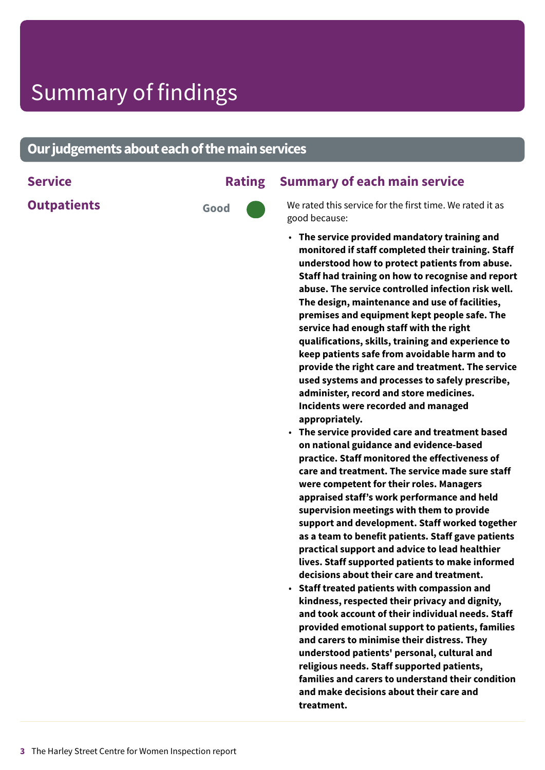# Summary of findings

## Our judgements about each of the main services

| Service | Rating | Summary of each main service |
|---|---|---|
| **Outpatients** | Good | We rated this service for the first time. We rated it as good because:<br>• **The service provided mandatory training and monitored if staff completed their training. Staff understood how to protect patients from abuse. Staff had training on how to recognise and report abuse. The service controlled infection risk well. The design, maintenance and use of facilities, premises and equipment kept people safe. The service had enough staff with the right qualifications, skills, training and experience to keep patients safe from avoidable harm and to provide the right care and treatment. The service used systems and processes to safely prescribe, administer, record and store medicines. Incidents were recorded and managed appropriately.**<br>• **The service provided care and treatment based on national guidance and evidence-based practice. Staff monitored the effectiveness of care and treatment. The service made sure staff were competent for their roles. Managers appraised staff's work performance and held supervision meetings with them to provide support and development. Staff worked together as a team to benefit patients. Staff gave patients practical support and advice to lead healthier lives. Staff supported patients to make informed decisions about their care and treatment.**<br>• **Staff treated patients with compassion and kindness, respected their privacy and dignity, and took account of their individual needs. Staff provided emotional support to patients, families and carers to minimise their distress. They understood patients' personal, cultural and religious needs. Staff supported patients, families and carers to understand their condition and make decisions about their care and treatment.** |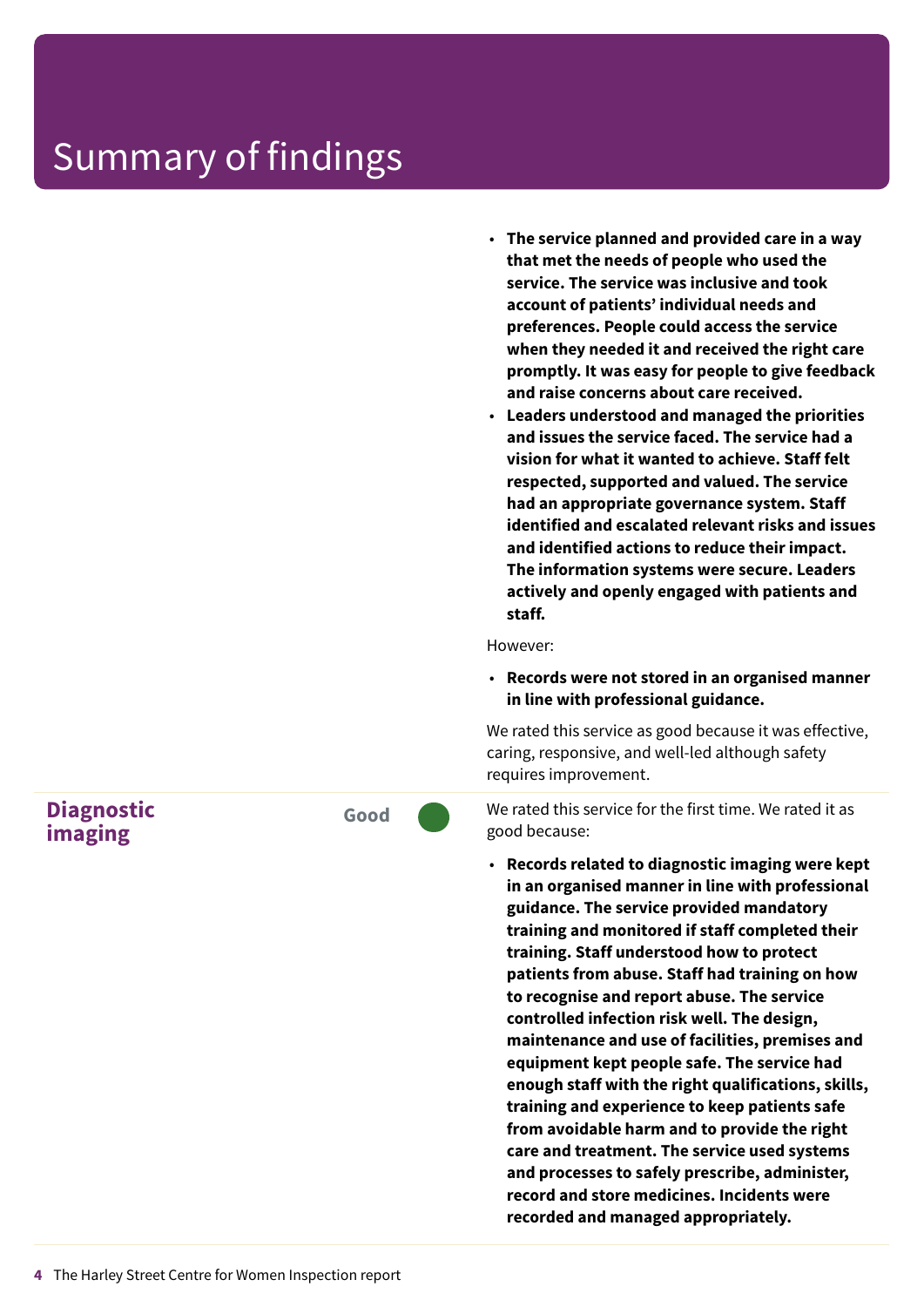# Summary of findings

- **The service planned and provided care in a way that met the needs of people who used the service. The service was inclusive and took account of patients' individual needs and preferences. People could access the service when they needed it and received the right care promptly. It was easy for people to give feedback and raise concerns about care received.**
- **Leaders understood and managed the priorities and issues the service faced. The service had a vision for what it wanted to achieve. Staff felt respected, supported and valued. The service had an appropriate governance system. Staff identified and escalated relevant risks and issues and identified actions to reduce their impact. The information systems were secure. Leaders actively and openly engaged with patients and staff.**

However:

- **Records were not stored in an organised manner in line with professional guidance.**

We rated this service as good because it was effective, caring, responsive, and well-led although safety requires improvement.

| | | |
|---|---|---|
| **Diagnostic imaging** | Good | We rated this service for the first time. We rated it as good because: |

- **Records related to diagnostic imaging were kept in an organised manner in line with professional guidance. The service provided mandatory training and monitored if staff completed their training. Staff understood how to protect patients from abuse. Staff had training on how to recognise and report abuse. The service controlled infection risk well. The design, maintenance and use of facilities, premises and equipment kept people safe. The service had enough staff with the right qualifications, skills, training and experience to keep patients safe from avoidable harm and to provide the right care and treatment. The service used systems and processes to safely prescribe, administer, record and store medicines. Incidents were recorded and managed appropriately.**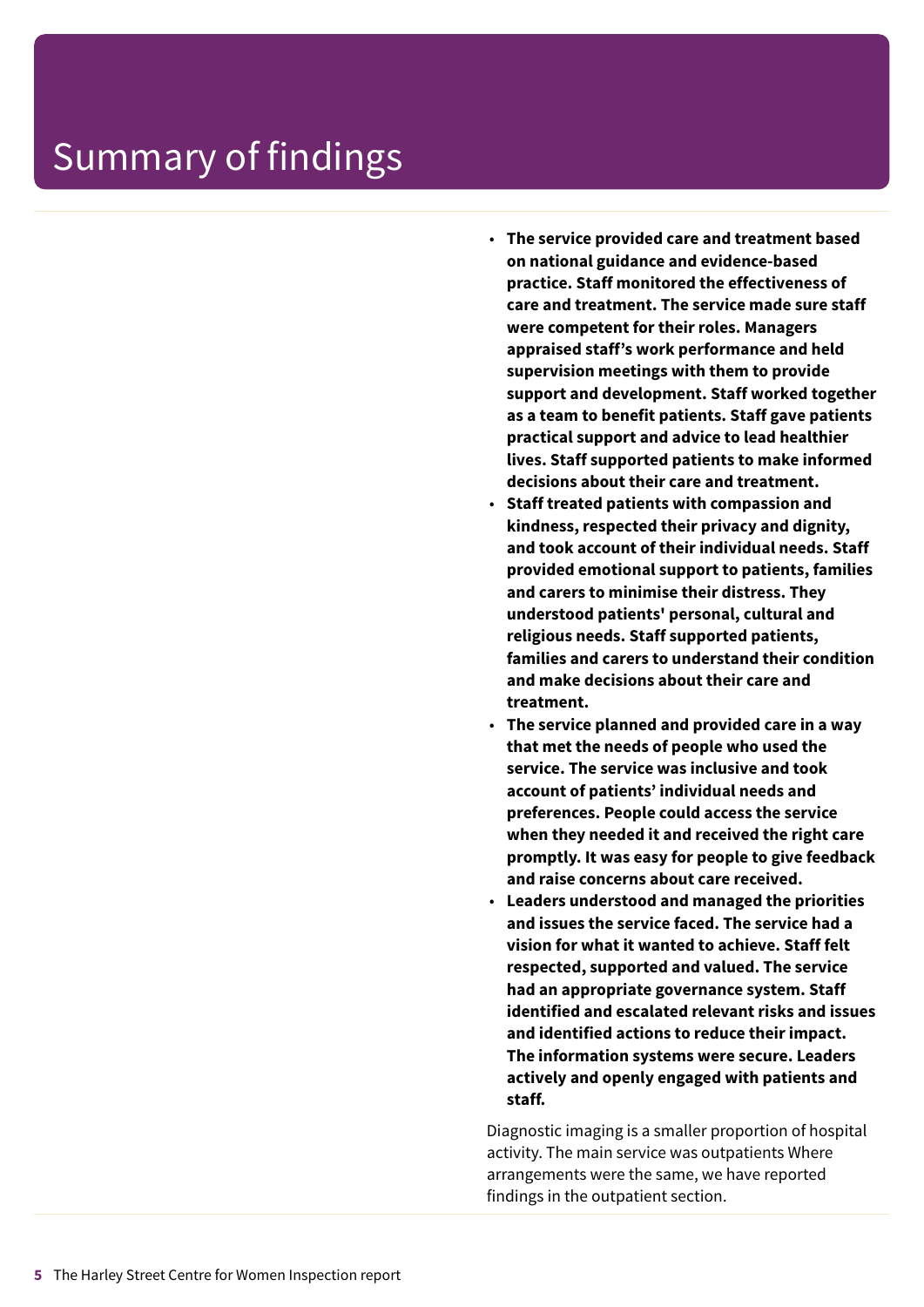# Summary of findings

- **The service provided care and treatment based on national guidance and evidence-based practice. Staff monitored the effectiveness of care and treatment. The service made sure staff were competent for their roles. Managers appraised staff's work performance and held supervision meetings with them to provide support and development. Staff worked together as a team to benefit patients. Staff gave patients practical support and advice to lead healthier lives. Staff supported patients to make informed decisions about their care and treatment.**
- **Staff treated patients with compassion and kindness, respected their privacy and dignity, and took account of their individual needs. Staff provided emotional support to patients, families and carers to minimise their distress. They understood patients' personal, cultural and religious needs. Staff supported patients, families and carers to understand their condition and make decisions about their care and treatment.**
- **The service planned and provided care in a way that met the needs of people who used the service. The service was inclusive and took account of patients' individual needs and preferences. People could access the service when they needed it and received the right care promptly. It was easy for people to give feedback and raise concerns about care received.**
- **Leaders understood and managed the priorities and issues the service faced. The service had a vision for what it wanted to achieve. Staff felt respected, supported and valued. The service had an appropriate governance system. Staff identified and escalated relevant risks and issues and identified actions to reduce their impact. The information systems were secure. Leaders actively and openly engaged with patients and staff.**

Diagnostic imaging is a smaller proportion of hospital activity. The main service was outpatients Where arrangements were the same, we have reported findings in the outpatient section.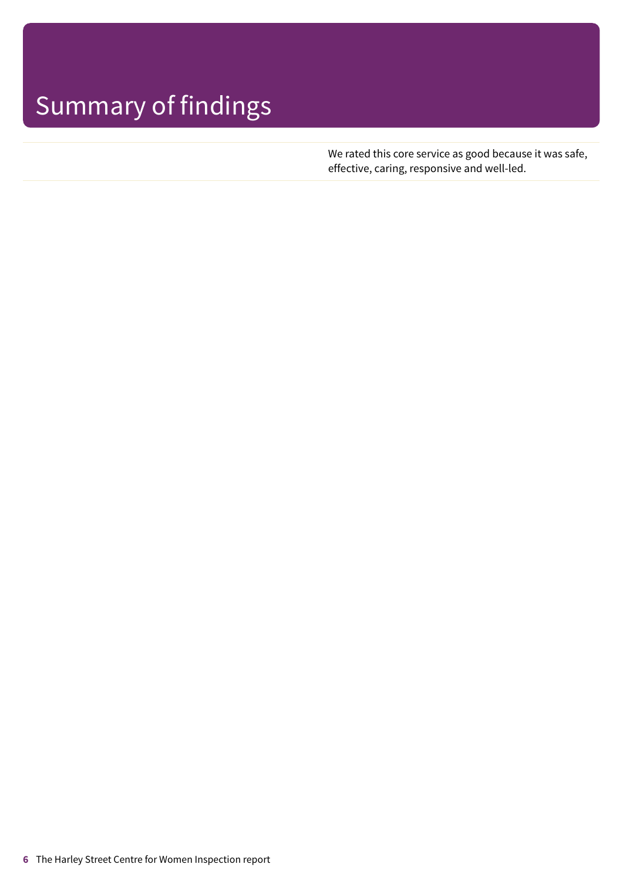# Summary of findings

We rated this core service as good because it was safe, effective, caring, responsive and well-led.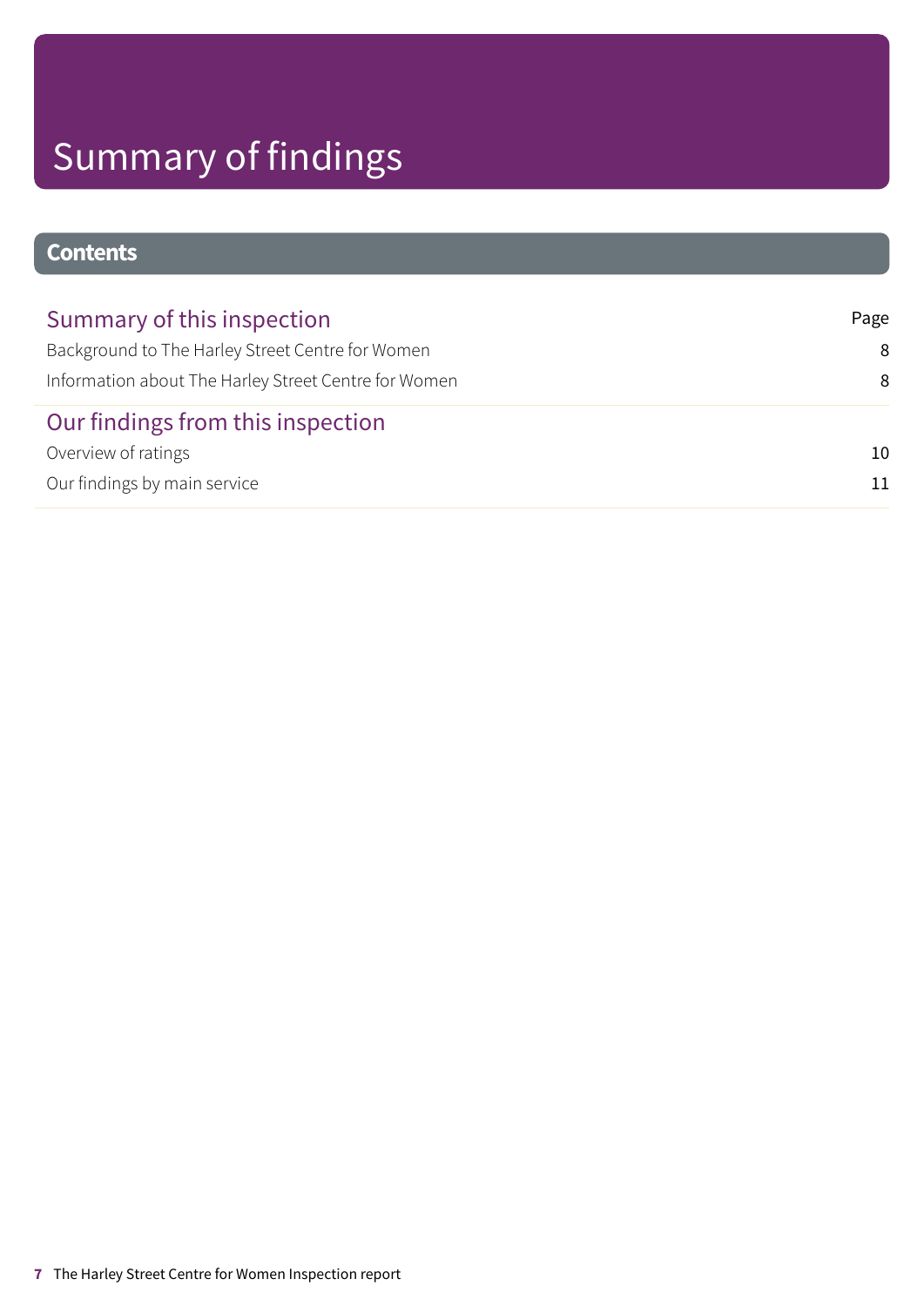# Summary of findings

## Contents

| Summary of this inspection | Page |
| --- | --- |
| Background to The Harley Street Centre for Women | 8 |
| Information about The Harley Street Centre for Women | 8 |
| **Our findings from this inspection** | |
| Overview of ratings | 10 |
| Our findings by main service | 11 |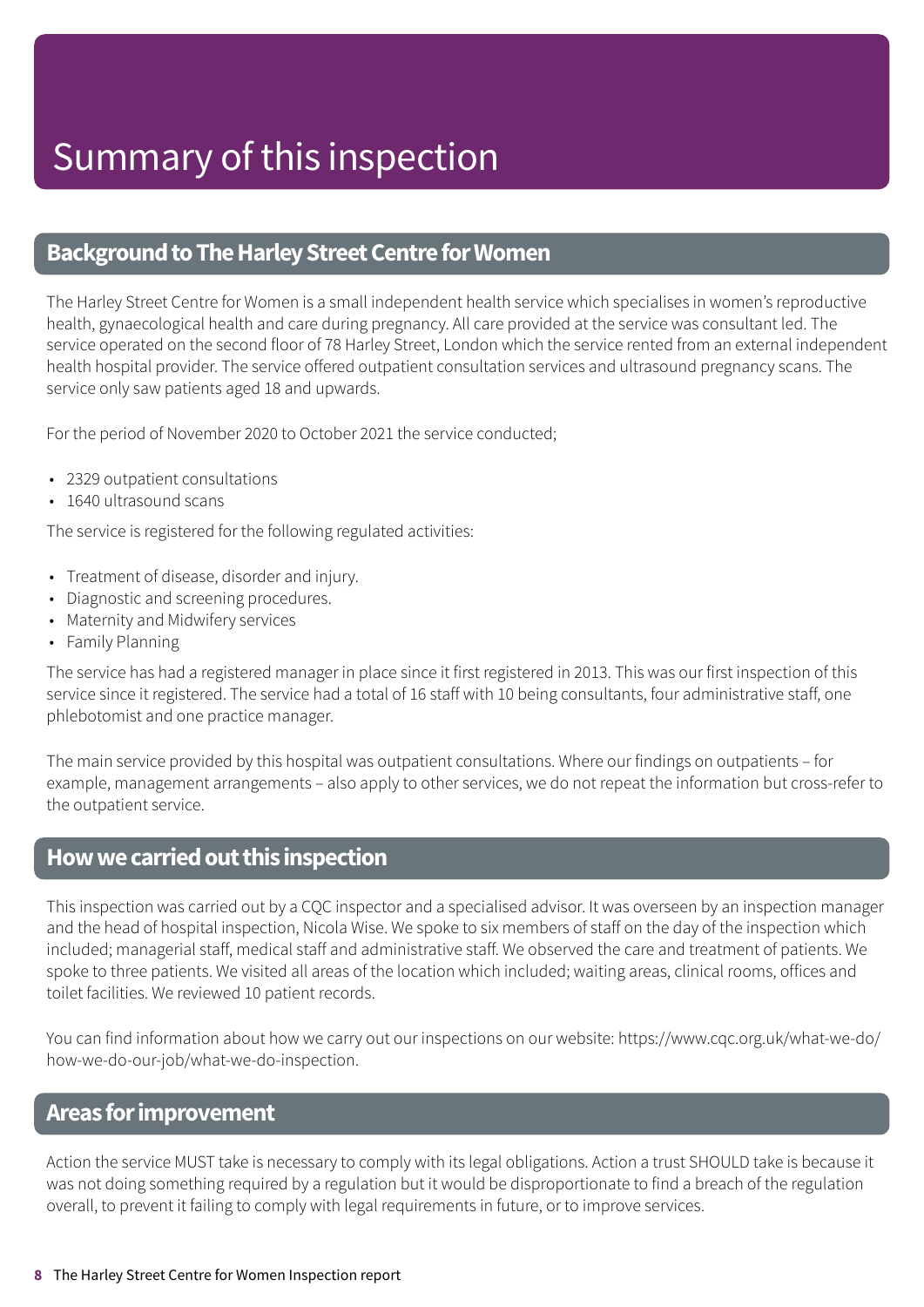# Summary of this inspection

## Background to The Harley Street Centre for Women

The Harley Street Centre for Women is a small independent health service which specialises in women's reproductive health, gynaecological health and care during pregnancy. All care provided at the service was consultant led. The service operated on the second floor of 78 Harley Street, London which the service rented from an external independent health hospital provider. The service offered outpatient consultation services and ultrasound pregnancy scans. The service only saw patients aged 18 and upwards.

For the period of November 2020 to October 2021 the service conducted;

- 2329 outpatient consultations
- 1640 ultrasound scans

The service is registered for the following regulated activities:

- Treatment of disease, disorder and injury.
- Diagnostic and screening procedures.
- Maternity and Midwifery services
- Family Planning

The service has had a registered manager in place since it first registered in 2013. This was our first inspection of this service since it registered. The service had a total of 16 staff with 10 being consultants, four administrative staff, one phlebotomist and one practice manager.

The main service provided by this hospital was outpatient consultations. Where our findings on outpatients – for example, management arrangements – also apply to other services, we do not repeat the information but cross-refer to the outpatient service.

## How we carried out this inspection

This inspection was carried out by a CQC inspector and a specialised advisor. It was overseen by an inspection manager and the head of hospital inspection, Nicola Wise. We spoke to six members of staff on the day of the inspection which included; managerial staff, medical staff and administrative staff. We observed the care and treatment of patients. We spoke to three patients. We visited all areas of the location which included; waiting areas, clinical rooms, offices and toilet facilities. We reviewed 10 patient records.

You can find information about how we carry out our inspections on our website: https://www.cqc.org.uk/what-we-do/how-we-do-our-job/what-we-do-inspection.

## Areas for improvement

Action the service MUST take is necessary to comply with its legal obligations. Action a trust SHOULD take is because it was not doing something required by a regulation but it would be disproportionate to find a breach of the regulation overall, to prevent it failing to comply with legal requirements in future, or to improve services.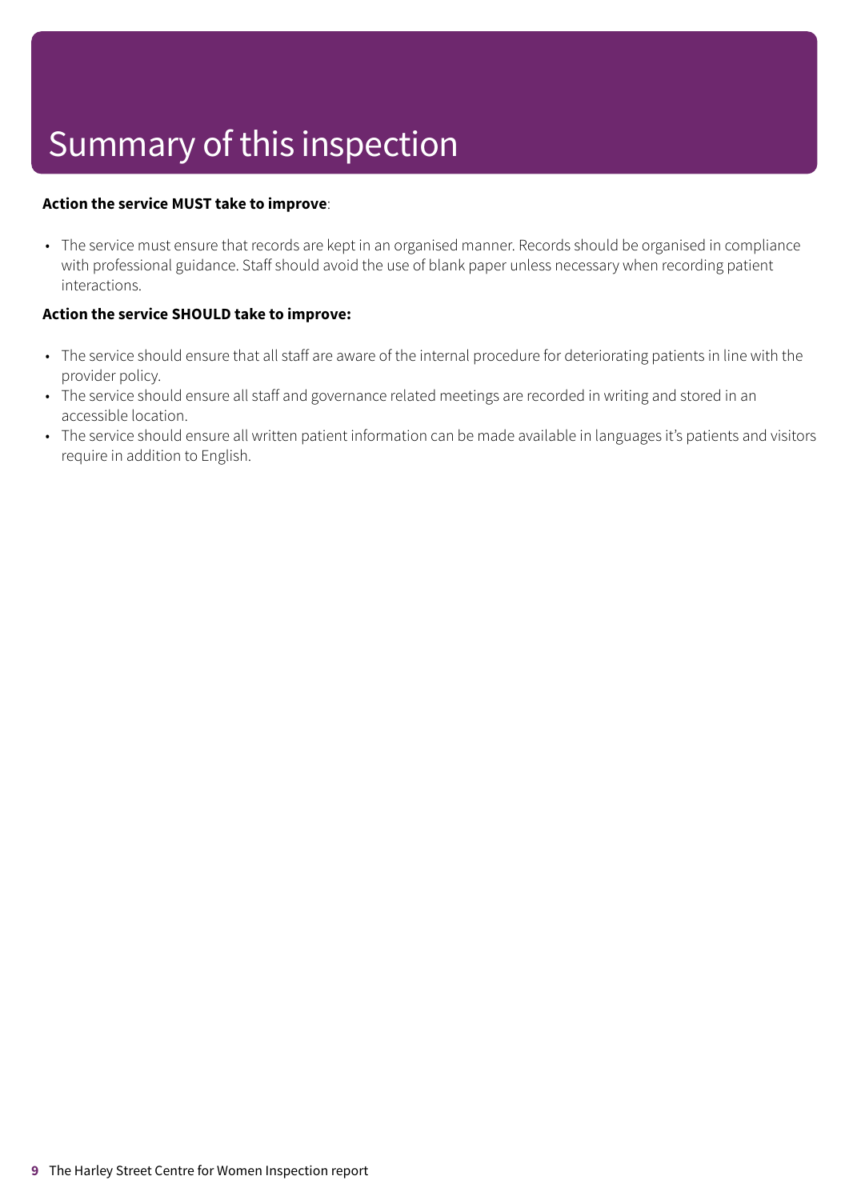# Summary of this inspection

**Action the service MUST take to improve**:

- The service must ensure that records are kept in an organised manner. Records should be organised in compliance with professional guidance. Staff should avoid the use of blank paper unless necessary when recording patient interactions.

**Action the service SHOULD take to improve:**

- The service should ensure that all staff are aware of the internal procedure for deteriorating patients in line with the provider policy.
- The service should ensure all staff and governance related meetings are recorded in writing and stored in an accessible location.
- The service should ensure all written patient information can be made available in languages it's patients and visitors require in addition to English.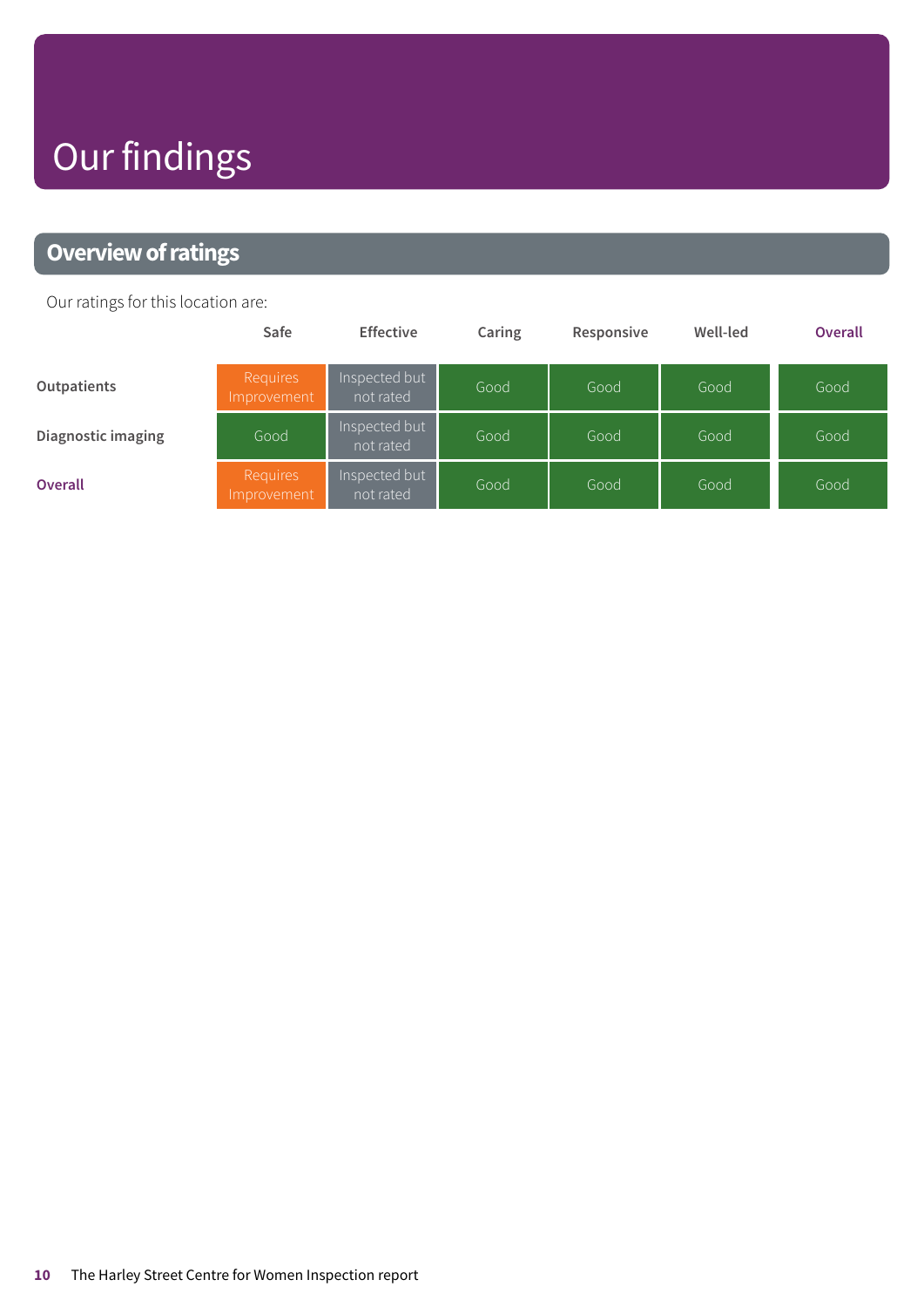# Our findings

## Overview of ratings

Our ratings for this location are:

| | Safe | Effective | Caring | Responsive | Well-led | Overall |
|---|---|---|---|---|---|---|
| **Outpatients** | Requires Improvement | Inspected but not rated | Good | Good | Good | Good |
| **Diagnostic imaging** | Good | Inspected but not rated | Good | Good | Good | Good |
| **Overall** | Requires Improvement | Inspected but not rated | Good | Good | Good | Good |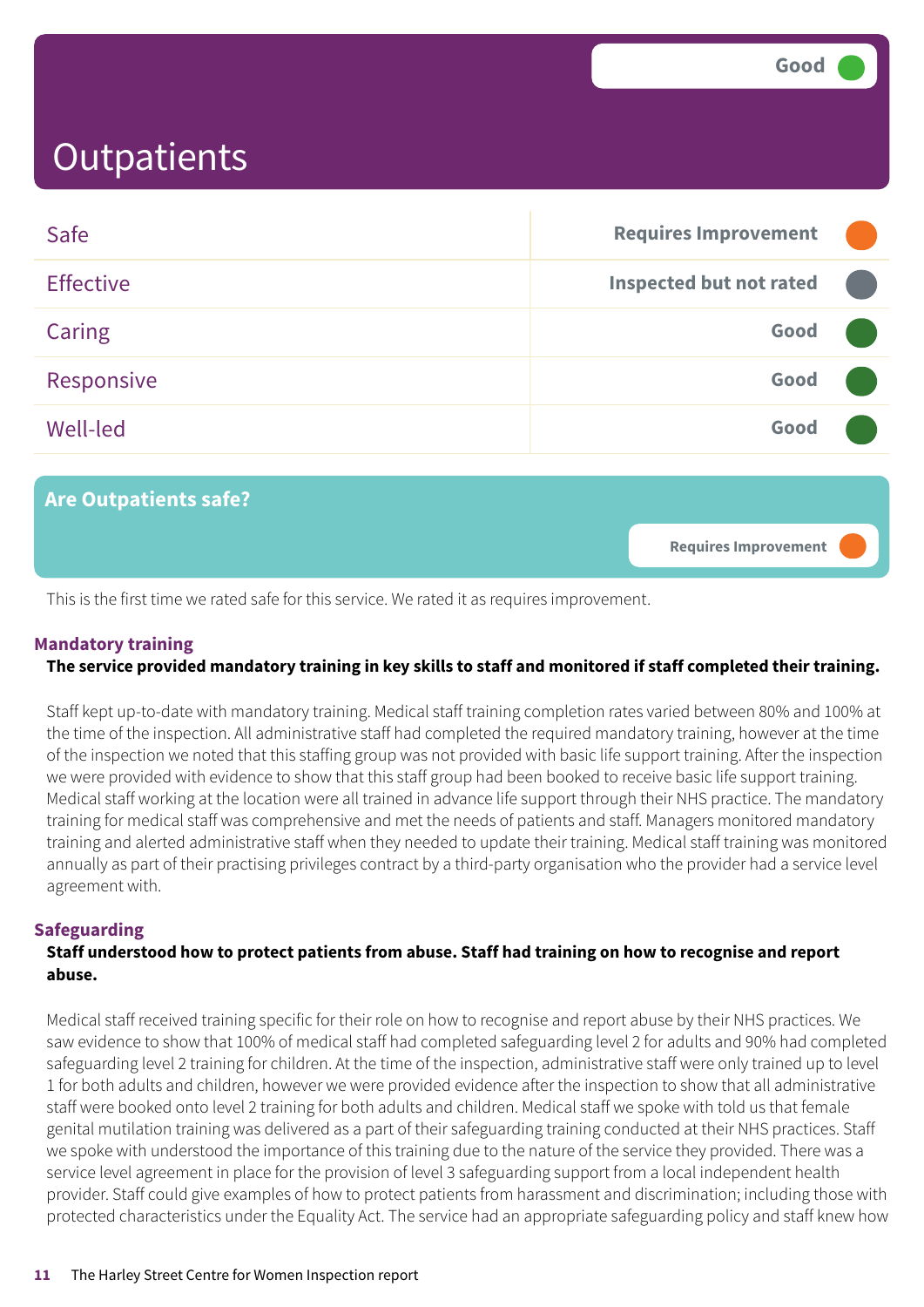# Outpatients

Good

| | |
|---|---|
| Safe | Requires Improvement |
| Effective | Inspected but not rated |
| Caring | Good |
| Responsive | Good |
| Well-led | Good |

## Are Outpatients safe?

Requires Improvement

This is the first time we rated safe for this service. We rated it as requires improvement.

### Mandatory training

**The service provided mandatory training in key skills to staff and monitored if staff completed their training.**

Staff kept up-to-date with mandatory training. Medical staff training completion rates varied between 80% and 100% at the time of the inspection. All administrative staff had completed the required mandatory training, however at the time of the inspection we noted that this staffing group was not provided with basic life support training. After the inspection we were provided with evidence to show that this staff group had been booked to receive basic life support training. Medical staff working at the location were all trained in advance life support through their NHS practice. The mandatory training for medical staff was comprehensive and met the needs of patients and staff. Managers monitored mandatory training and alerted administrative staff when they needed to update their training. Medical staff training was monitored annually as part of their practising privileges contract by a third-party organisation who the provider had a service level agreement with.

### Safeguarding

**Staff understood how to protect patients from abuse. Staff had training on how to recognise and report abuse.**

Medical staff received training specific for their role on how to recognise and report abuse by their NHS practices. We saw evidence to show that 100% of medical staff had completed safeguarding level 2 for adults and 90% had completed safeguarding level 2 training for children. At the time of the inspection, administrative staff were only trained up to level 1 for both adults and children, however we were provided evidence after the inspection to show that all administrative staff were booked onto level 2 training for both adults and children. Medical staff we spoke with told us that female genital mutilation training was delivered as a part of their safeguarding training conducted at their NHS practices. Staff we spoke with understood the importance of this training due to the nature of the service they provided. There was a service level agreement in place for the provision of level 3 safeguarding support from a local independent health provider. Staff could give examples of how to protect patients from harassment and discrimination; including those with protected characteristics under the Equality Act. The service had an appropriate safeguarding policy and staff knew how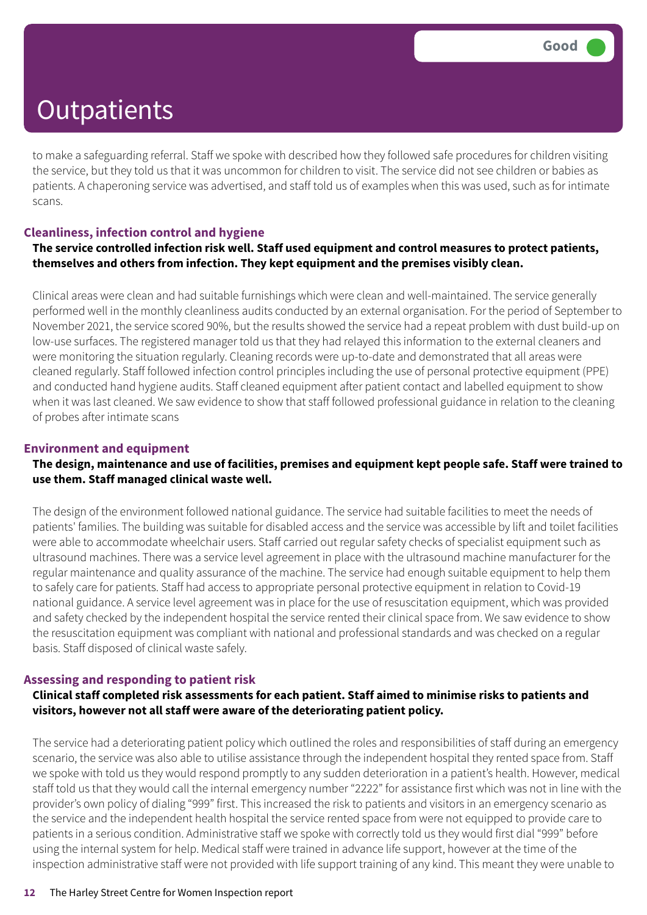# Outpatients

Good

to make a safeguarding referral. Staff we spoke with described how they followed safe procedures for children visiting the service, but they told us that it was uncommon for children to visit. The service did not see children or babies as patients. A chaperoning service was advertised, and staff told us of examples when this was used, such as for intimate scans.

### Cleanliness, infection control and hygiene

**The service controlled infection risk well. Staff used equipment and control measures to protect patients, themselves and others from infection. They kept equipment and the premises visibly clean.**

Clinical areas were clean and had suitable furnishings which were clean and well-maintained. The service generally performed well in the monthly cleanliness audits conducted by an external organisation. For the period of September to November 2021, the service scored 90%, but the results showed the service had a repeat problem with dust build-up on low-use surfaces. The registered manager told us that they had relayed this information to the external cleaners and were monitoring the situation regularly. Cleaning records were up-to-date and demonstrated that all areas were cleaned regularly. Staff followed infection control principles including the use of personal protective equipment (PPE) and conducted hand hygiene audits. Staff cleaned equipment after patient contact and labelled equipment to show when it was last cleaned. We saw evidence to show that staff followed professional guidance in relation to the cleaning of probes after intimate scans

### Environment and equipment

**The design, maintenance and use of facilities, premises and equipment kept people safe. Staff were trained to use them. Staff managed clinical waste well.**

The design of the environment followed national guidance. The service had suitable facilities to meet the needs of patients' families. The building was suitable for disabled access and the service was accessible by lift and toilet facilities were able to accommodate wheelchair users. Staff carried out regular safety checks of specialist equipment such as ultrasound machines. There was a service level agreement in place with the ultrasound machine manufacturer for the regular maintenance and quality assurance of the machine. The service had enough suitable equipment to help them to safely care for patients. Staff had access to appropriate personal protective equipment in relation to Covid-19 national guidance. A service level agreement was in place for the use of resuscitation equipment, which was provided and safety checked by the independent hospital the service rented their clinical space from. We saw evidence to show the resuscitation equipment was compliant with national and professional standards and was checked on a regular basis. Staff disposed of clinical waste safely.

### Assessing and responding to patient risk

**Clinical staff completed risk assessments for each patient. Staff aimed to minimise risks to patients and visitors, however not all staff were aware of the deteriorating patient policy.**

The service had a deteriorating patient policy which outlined the roles and responsibilities of staff during an emergency scenario, the service was also able to utilise assistance through the independent hospital they rented space from. Staff we spoke with told us they would respond promptly to any sudden deterioration in a patient's health. However, medical staff told us that they would call the internal emergency number "2222" for assistance first which was not in line with the provider's own policy of dialing "999" first. This increased the risk to patients and visitors in an emergency scenario as the service and the independent health hospital the service rented space from were not equipped to provide care to patients in a serious condition. Administrative staff we spoke with correctly told us they would first dial "999" before using the internal system for help. Medical staff were trained in advance life support, however at the time of the inspection administrative staff were not provided with life support training of any kind. This meant they were unable to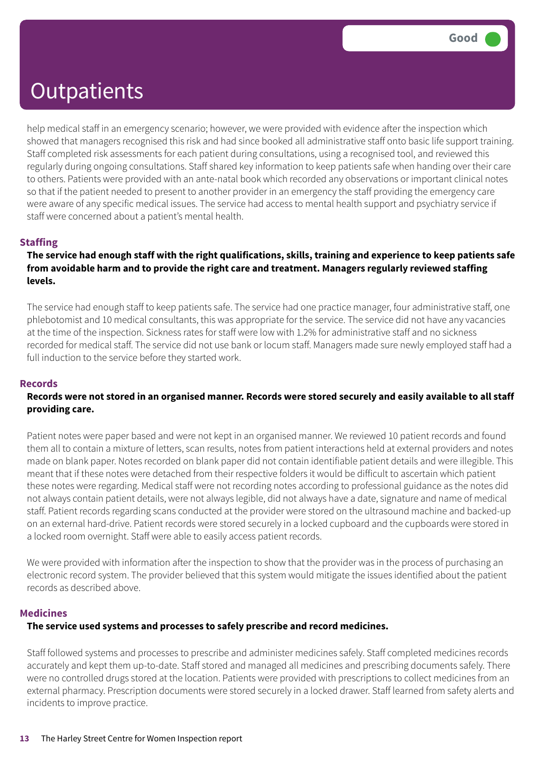# Outpatients

Good

help medical staff in an emergency scenario; however, we were provided with evidence after the inspection which showed that managers recognised this risk and had since booked all administrative staff onto basic life support training. Staff completed risk assessments for each patient during consultations, using a recognised tool, and reviewed this regularly during ongoing consultations. Staff shared key information to keep patients safe when handing over their care to others. Patients were provided with an ante-natal book which recorded any observations or important clinical notes so that if the patient needed to present to another provider in an emergency the staff providing the emergency care were aware of any specific medical issues. The service had access to mental health support and psychiatry service if staff were concerned about a patient's mental health.

### Staffing

**The service had enough staff with the right qualifications, skills, training and experience to keep patients safe from avoidable harm and to provide the right care and treatment. Managers regularly reviewed staffing levels.**

The service had enough staff to keep patients safe. The service had one practice manager, four administrative staff, one phlebotomist and 10 medical consultants, this was appropriate for the service. The service did not have any vacancies at the time of the inspection. Sickness rates for staff were low with 1.2% for administrative staff and no sickness recorded for medical staff. The service did not use bank or locum staff. Managers made sure newly employed staff had a full induction to the service before they started work.

### Records

**Records were not stored in an organised manner. Records were stored securely and easily available to all staff providing care.**

Patient notes were paper based and were not kept in an organised manner. We reviewed 10 patient records and found them all to contain a mixture of letters, scan results, notes from patient interactions held at external providers and notes made on blank paper. Notes recorded on blank paper did not contain identifiable patient details and were illegible. This meant that if these notes were detached from their respective folders it would be difficult to ascertain which patient these notes were regarding. Medical staff were not recording notes according to professional guidance as the notes did not always contain patient details, were not always legible, did not always have a date, signature and name of medical staff. Patient records regarding scans conducted at the provider were stored on the ultrasound machine and backed-up on an external hard-drive. Patient records were stored securely in a locked cupboard and the cupboards were stored in a locked room overnight. Staff were able to easily access patient records.

We were provided with information after the inspection to show that the provider was in the process of purchasing an electronic record system. The provider believed that this system would mitigate the issues identified about the patient records as described above.

### Medicines

**The service used systems and processes to safely prescribe and record medicines.**

Staff followed systems and processes to prescribe and administer medicines safely. Staff completed medicines records accurately and kept them up-to-date. Staff stored and managed all medicines and prescribing documents safely. There were no controlled drugs stored at the location. Patients were provided with prescriptions to collect medicines from an external pharmacy. Prescription documents were stored securely in a locked drawer. Staff learned from safety alerts and incidents to improve practice.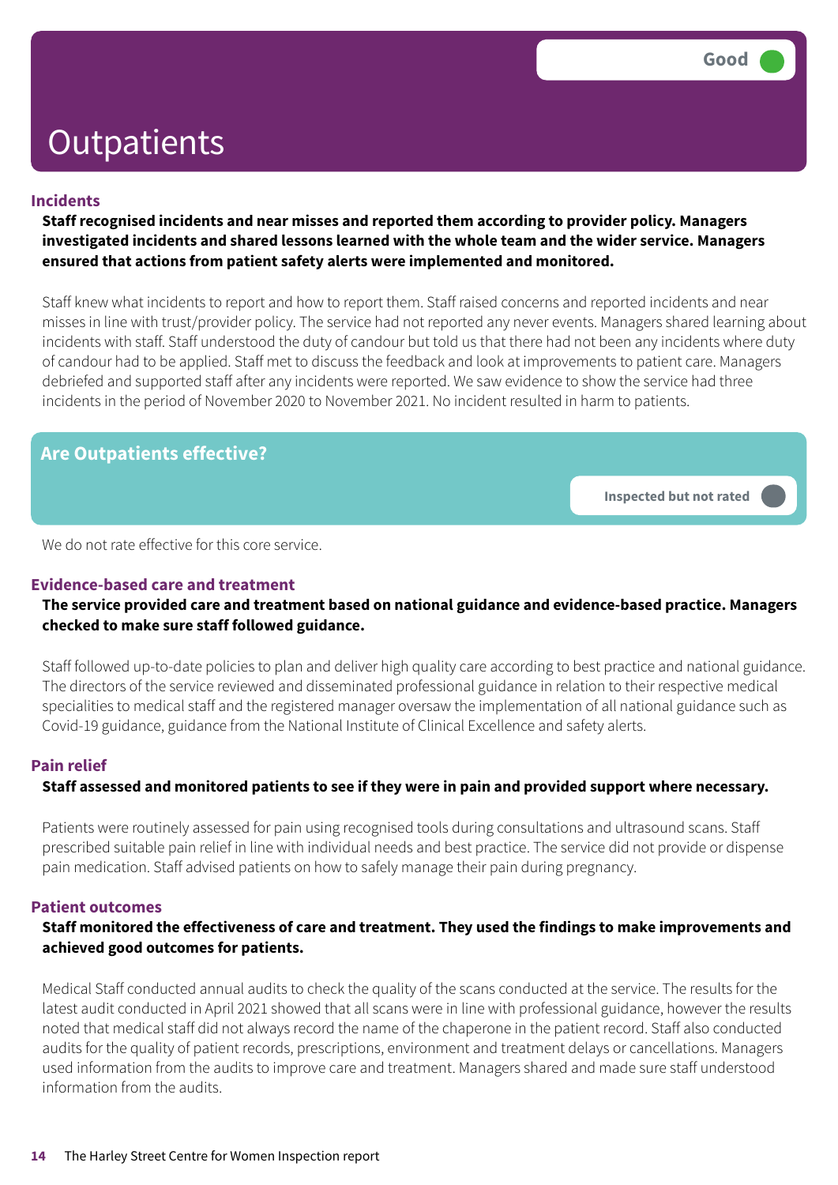# Outpatients

Good

### Incidents

**Staff recognised incidents and near misses and reported them according to provider policy. Managers investigated incidents and shared lessons learned with the whole team and the wider service. Managers ensured that actions from patient safety alerts were implemented and monitored.**

Staff knew what incidents to report and how to report them. Staff raised concerns and reported incidents and near misses in line with trust/provider policy. The service had not reported any never events. Managers shared learning about incidents with staff. Staff understood the duty of candour but told us that there had not been any incidents where duty of candour had to be applied. Staff met to discuss the feedback and look at improvements to patient care. Managers debriefed and supported staff after any incidents were reported. We saw evidence to show the service had three incidents in the period of November 2020 to November 2021. No incident resulted in harm to patients.

## Are Outpatients effective?

Inspected but not rated

We do not rate effective for this core service.

### Evidence-based care and treatment

**The service provided care and treatment based on national guidance and evidence-based practice. Managers checked to make sure staff followed guidance.**

Staff followed up-to-date policies to plan and deliver high quality care according to best practice and national guidance. The directors of the service reviewed and disseminated professional guidance in relation to their respective medical specialities to medical staff and the registered manager oversaw the implementation of all national guidance such as Covid-19 guidance, guidance from the National Institute of Clinical Excellence and safety alerts.

### Pain relief

**Staff assessed and monitored patients to see if they were in pain and provided support where necessary.**

Patients were routinely assessed for pain using recognised tools during consultations and ultrasound scans. Staff prescribed suitable pain relief in line with individual needs and best practice. The service did not provide or dispense pain medication. Staff advised patients on how to safely manage their pain during pregnancy.

### Patient outcomes

**Staff monitored the effectiveness of care and treatment. They used the findings to make improvements and achieved good outcomes for patients.**

Medical Staff conducted annual audits to check the quality of the scans conducted at the service. The results for the latest audit conducted in April 2021 showed that all scans were in line with professional guidance, however the results noted that medical staff did not always record the name of the chaperone in the patient record. Staff also conducted audits for the quality of patient records, prescriptions, environment and treatment delays or cancellations. Managers used information from the audits to improve care and treatment. Managers shared and made sure staff understood information from the audits.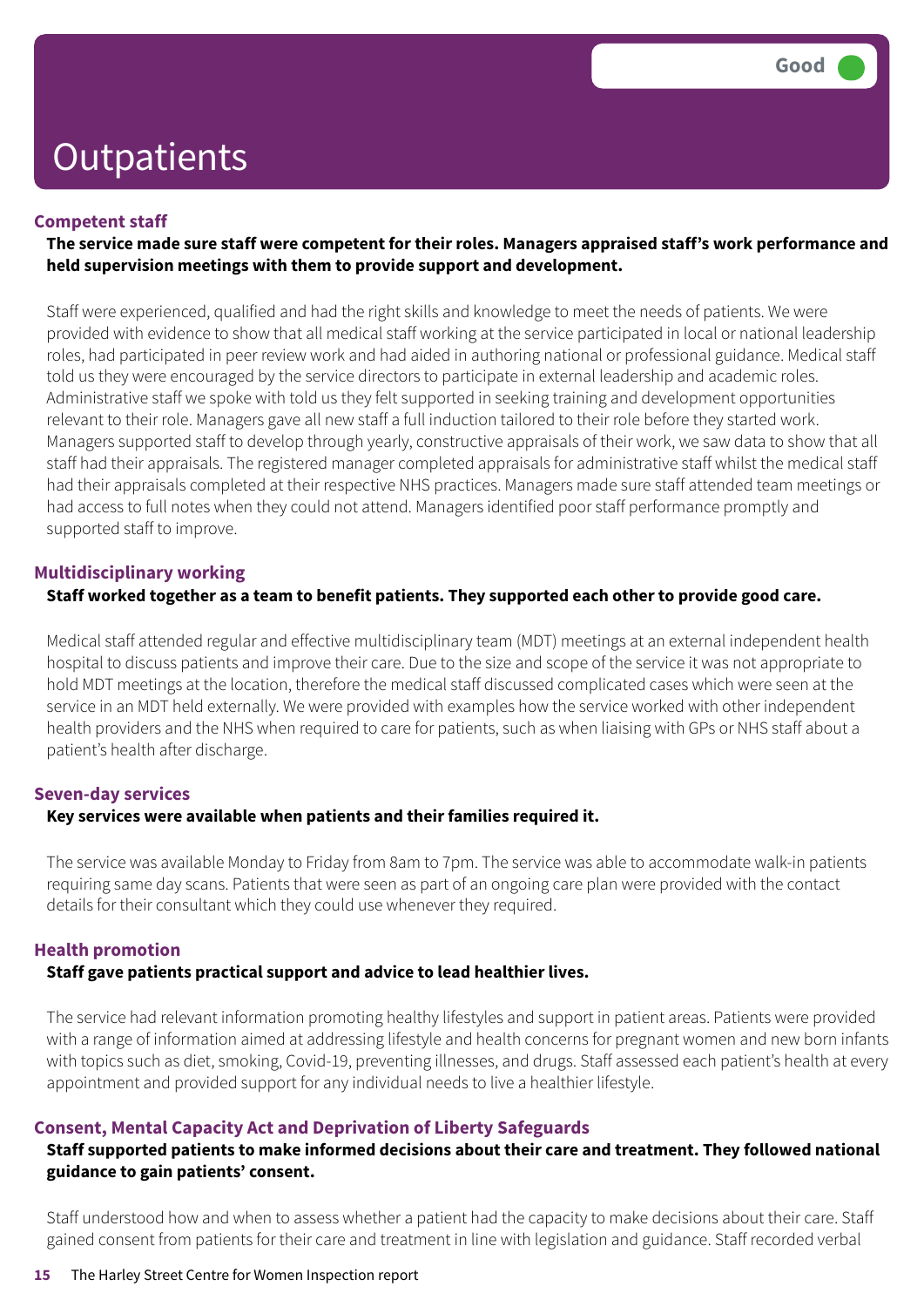# Outpatients

Good

### Competent staff

**The service made sure staff were competent for their roles. Managers appraised staff's work performance and held supervision meetings with them to provide support and development.**

Staff were experienced, qualified and had the right skills and knowledge to meet the needs of patients. We were provided with evidence to show that all medical staff working at the service participated in local or national leadership roles, had participated in peer review work and had aided in authoring national or professional guidance. Medical staff told us they were encouraged by the service directors to participate in external leadership and academic roles. Administrative staff we spoke with told us they felt supported in seeking training and development opportunities relevant to their role. Managers gave all new staff a full induction tailored to their role before they started work. Managers supported staff to develop through yearly, constructive appraisals of their work, we saw data to show that all staff had their appraisals. The registered manager completed appraisals for administrative staff whilst the medical staff had their appraisals completed at their respective NHS practices. Managers made sure staff attended team meetings or had access to full notes when they could not attend. Managers identified poor staff performance promptly and supported staff to improve.

### Multidisciplinary working

**Staff worked together as a team to benefit patients. They supported each other to provide good care.**

Medical staff attended regular and effective multidisciplinary team (MDT) meetings at an external independent health hospital to discuss patients and improve their care. Due to the size and scope of the service it was not appropriate to hold MDT meetings at the location, therefore the medical staff discussed complicated cases which were seen at the service in an MDT held externally. We were provided with examples how the service worked with other independent health providers and the NHS when required to care for patients, such as when liaising with GPs or NHS staff about a patient's health after discharge.

### Seven-day services

**Key services were available when patients and their families required it.**

The service was available Monday to Friday from 8am to 7pm. The service was able to accommodate walk-in patients requiring same day scans. Patients that were seen as part of an ongoing care plan were provided with the contact details for their consultant which they could use whenever they required.

### Health promotion

**Staff gave patients practical support and advice to lead healthier lives.**

The service had relevant information promoting healthy lifestyles and support in patient areas. Patients were provided with a range of information aimed at addressing lifestyle and health concerns for pregnant women and new born infants with topics such as diet, smoking, Covid-19, preventing illnesses, and drugs. Staff assessed each patient's health at every appointment and provided support for any individual needs to live a healthier lifestyle.

### Consent, Mental Capacity Act and Deprivation of Liberty Safeguards

**Staff supported patients to make informed decisions about their care and treatment. They followed national guidance to gain patients' consent.**

Staff understood how and when to assess whether a patient had the capacity to make decisions about their care. Staff gained consent from patients for their care and treatment in line with legislation and guidance. Staff recorded verbal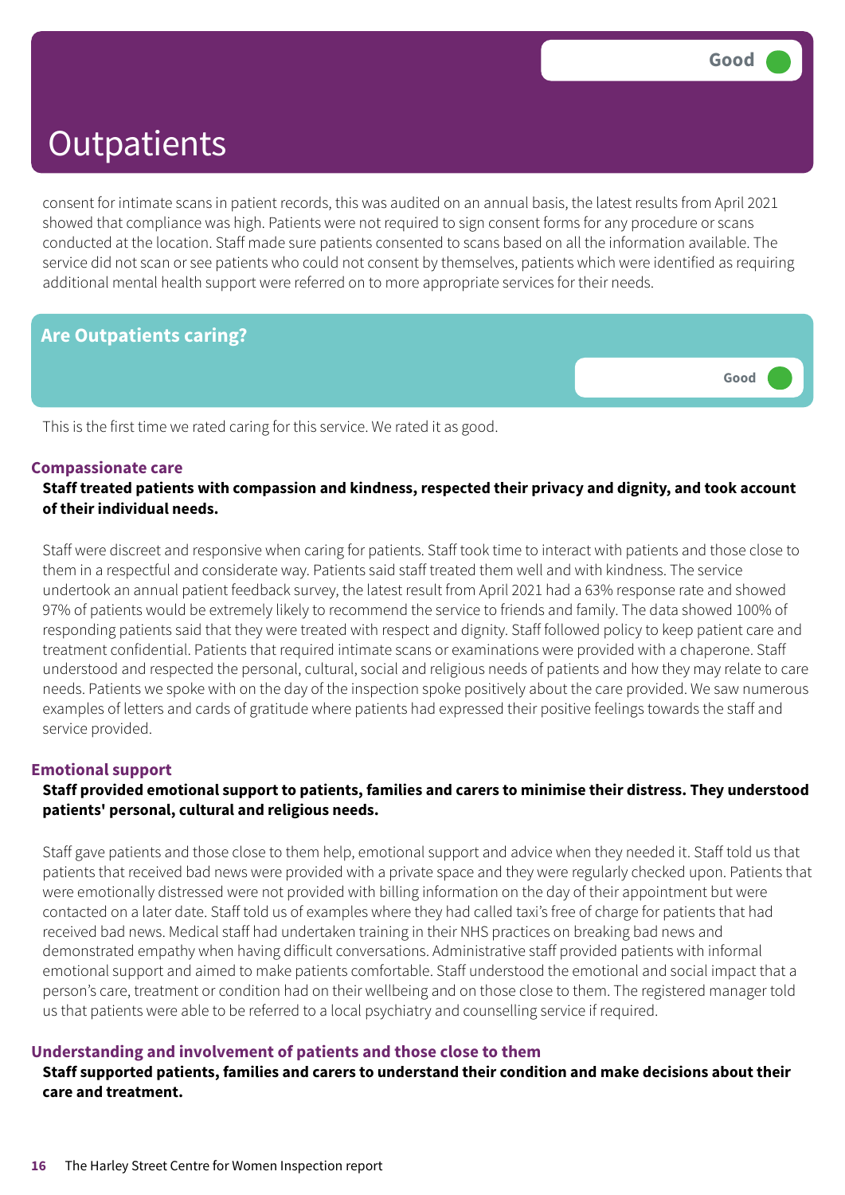# Outpatients

Good

consent for intimate scans in patient records, this was audited on an annual basis, the latest results from April 2021 showed that compliance was high. Patients were not required to sign consent forms for any procedure or scans conducted at the location. Staff made sure patients consented to scans based on all the information available. The service did not scan or see patients who could not consent by themselves, patients which were identified as requiring additional mental health support were referred on to more appropriate services for their needs.

## Are Outpatients caring?

Good

This is the first time we rated caring for this service. We rated it as good.

### Compassionate care

**Staff treated patients with compassion and kindness, respected their privacy and dignity, and took account of their individual needs.**

Staff were discreet and responsive when caring for patients. Staff took time to interact with patients and those close to them in a respectful and considerate way. Patients said staff treated them well and with kindness. The service undertook an annual patient feedback survey, the latest result from April 2021 had a 63% response rate and showed 97% of patients would be extremely likely to recommend the service to friends and family. The data showed 100% of responding patients said that they were treated with respect and dignity. Staff followed policy to keep patient care and treatment confidential. Patients that required intimate scans or examinations were provided with a chaperone. Staff understood and respected the personal, cultural, social and religious needs of patients and how they may relate to care needs. Patients we spoke with on the day of the inspection spoke positively about the care provided. We saw numerous examples of letters and cards of gratitude where patients had expressed their positive feelings towards the staff and service provided.

### Emotional support

**Staff provided emotional support to patients, families and carers to minimise their distress. They understood patients' personal, cultural and religious needs.**

Staff gave patients and those close to them help, emotional support and advice when they needed it. Staff told us that patients that received bad news were provided with a private space and they were regularly checked upon. Patients that were emotionally distressed were not provided with billing information on the day of their appointment but were contacted on a later date. Staff told us of examples where they had called taxi's free of charge for patients that had received bad news. Medical staff had undertaken training in their NHS practices on breaking bad news and demonstrated empathy when having difficult conversations. Administrative staff provided patients with informal emotional support and aimed to make patients comfortable. Staff understood the emotional and social impact that a person's care, treatment or condition had on their wellbeing and on those close to them. The registered manager told us that patients were able to be referred to a local psychiatry and counselling service if required.

### Understanding and involvement of patients and those close to them

**Staff supported patients, families and carers to understand their condition and make decisions about their care and treatment.**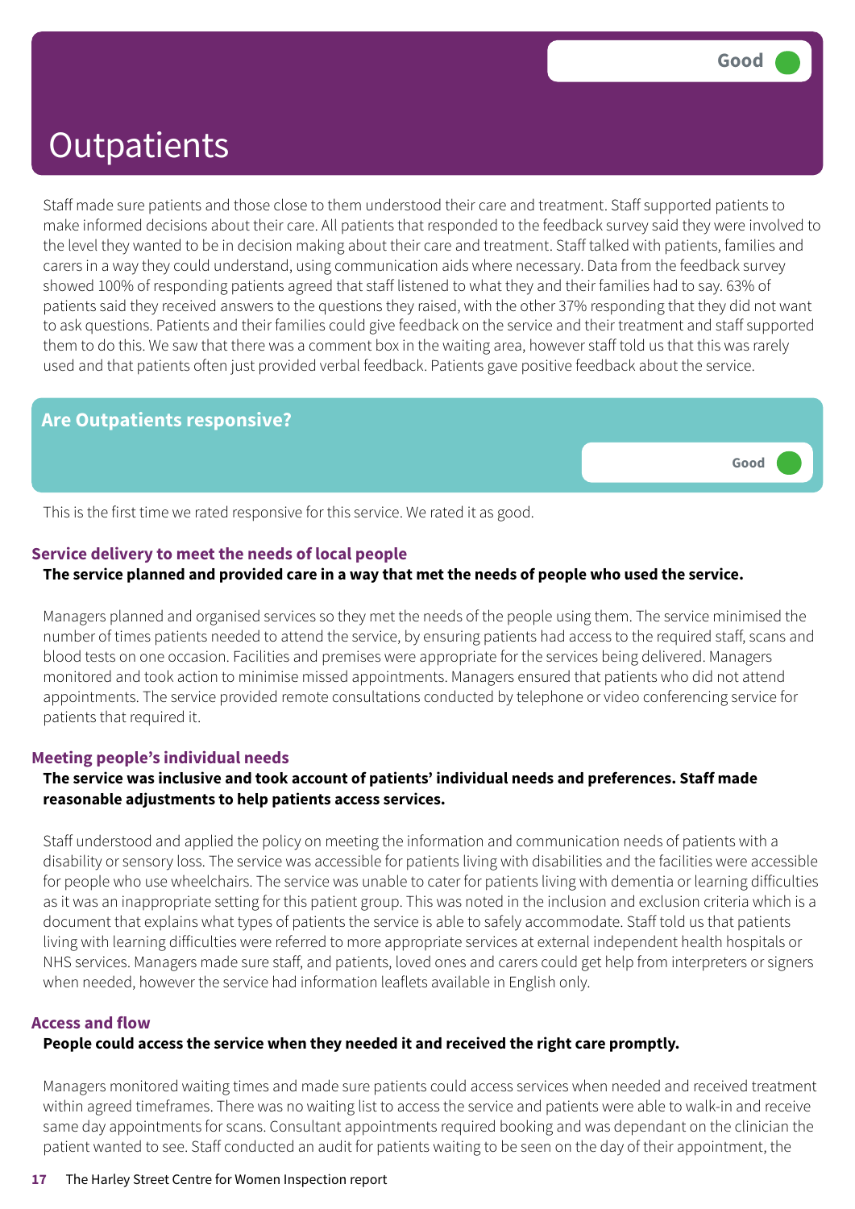# Outpatients

Good

Staff made sure patients and those close to them understood their care and treatment. Staff supported patients to make informed decisions about their care. All patients that responded to the feedback survey said they were involved to the level they wanted to be in decision making about their care and treatment. Staff talked with patients, families and carers in a way they could understand, using communication aids where necessary. Data from the feedback survey showed 100% of responding patients agreed that staff listened to what they and their families had to say. 63% of patients said they received answers to the questions they raised, with the other 37% responding that they did not want to ask questions. Patients and their families could give feedback on the service and their treatment and staff supported them to do this. We saw that there was a comment box in the waiting area, however staff told us that this was rarely used and that patients often just provided verbal feedback. Patients gave positive feedback about the service.

## Are Outpatients responsive?

Good

This is the first time we rated responsive for this service. We rated it as good.

### Service delivery to meet the needs of local people

**The service planned and provided care in a way that met the needs of people who used the service.**

Managers planned and organised services so they met the needs of the people using them. The service minimised the number of times patients needed to attend the service, by ensuring patients had access to the required staff, scans and blood tests on one occasion. Facilities and premises were appropriate for the services being delivered. Managers monitored and took action to minimise missed appointments. Managers ensured that patients who did not attend appointments. The service provided remote consultations conducted by telephone or video conferencing service for patients that required it.

### Meeting people's individual needs

**The service was inclusive and took account of patients' individual needs and preferences. Staff made reasonable adjustments to help patients access services.**

Staff understood and applied the policy on meeting the information and communication needs of patients with a disability or sensory loss. The service was accessible for patients living with disabilities and the facilities were accessible for people who use wheelchairs. The service was unable to cater for patients living with dementia or learning difficulties as it was an inappropriate setting for this patient group. This was noted in the inclusion and exclusion criteria which is a document that explains what types of patients the service is able to safely accommodate. Staff told us that patients living with learning difficulties were referred to more appropriate services at external independent health hospitals or NHS services. Managers made sure staff, and patients, loved ones and carers could get help from interpreters or signers when needed, however the service had information leaflets available in English only.

### Access and flow

**People could access the service when they needed it and received the right care promptly.**

Managers monitored waiting times and made sure patients could access services when needed and received treatment within agreed timeframes. There was no waiting list to access the service and patients were able to walk-in and receive same day appointments for scans. Consultant appointments required booking and was dependant on the clinician the patient wanted to see. Staff conducted an audit for patients waiting to be seen on the day of their appointment, the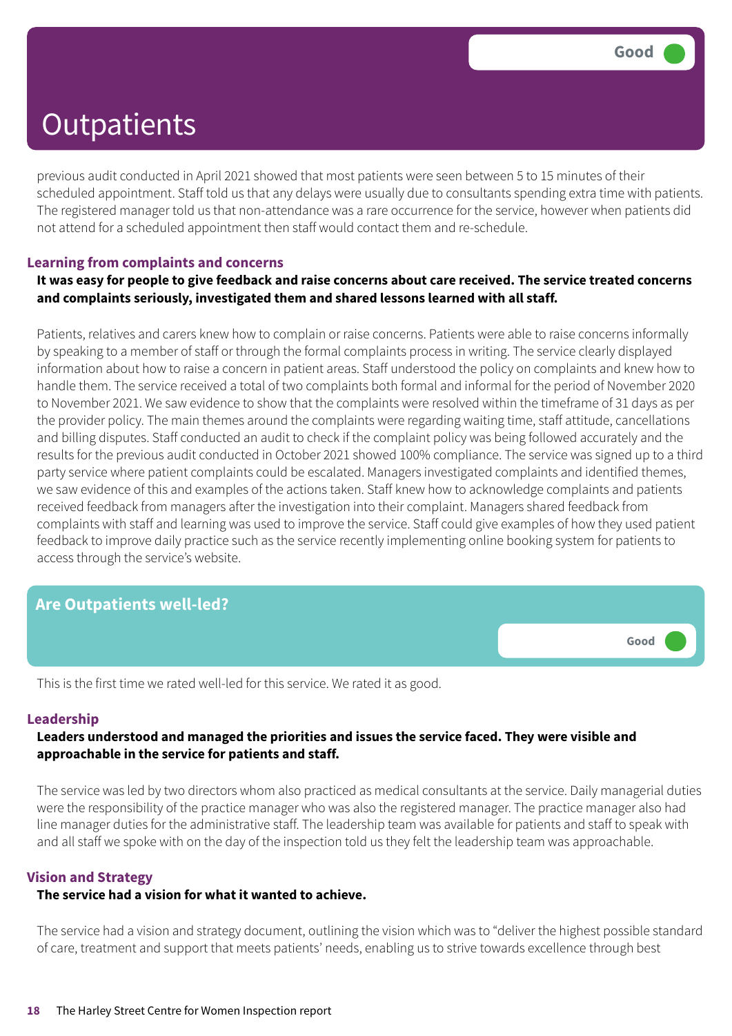# Outpatients

Good

previous audit conducted in April 2021 showed that most patients were seen between 5 to 15 minutes of their scheduled appointment. Staff told us that any delays were usually due to consultants spending extra time with patients. The registered manager told us that non-attendance was a rare occurrence for the service, however when patients did not attend for a scheduled appointment then staff would contact them and re-schedule.

### Learning from complaints and concerns

**It was easy for people to give feedback and raise concerns about care received. The service treated concerns and complaints seriously, investigated them and shared lessons learned with all staff.**

Patients, relatives and carers knew how to complain or raise concerns. Patients were able to raise concerns informally by speaking to a member of staff or through the formal complaints process in writing. The service clearly displayed information about how to raise a concern in patient areas. Staff understood the policy on complaints and knew how to handle them. The service received a total of two complaints both formal and informal for the period of November 2020 to November 2021. We saw evidence to show that the complaints were resolved within the timeframe of 31 days as per the provider policy. The main themes around the complaints were regarding waiting time, staff attitude, cancellations and billing disputes. Staff conducted an audit to check if the complaint policy was being followed accurately and the results for the previous audit conducted in October 2021 showed 100% compliance. The service was signed up to a third party service where patient complaints could be escalated. Managers investigated complaints and identified themes, we saw evidence of this and examples of the actions taken. Staff knew how to acknowledge complaints and patients received feedback from managers after the investigation into their complaint. Managers shared feedback from complaints with staff and learning was used to improve the service. Staff could give examples of how they used patient feedback to improve daily practice such as the service recently implementing online booking system for patients to access through the service's website.

## Are Outpatients well-led?

Good

This is the first time we rated well-led for this service. We rated it as good.

### Leadership

**Leaders understood and managed the priorities and issues the service faced. They were visible and approachable in the service for patients and staff.**

The service was led by two directors whom also practiced as medical consultants at the service. Daily managerial duties were the responsibility of the practice manager who was also the registered manager. The practice manager also had line manager duties for the administrative staff. The leadership team was available for patients and staff to speak with and all staff we spoke with on the day of the inspection told us they felt the leadership team was approachable.

### Vision and Strategy

**The service had a vision for what it wanted to achieve.**

The service had a vision and strategy document, outlining the vision which was to "deliver the highest possible standard of care, treatment and support that meets patients' needs, enabling us to strive towards excellence through best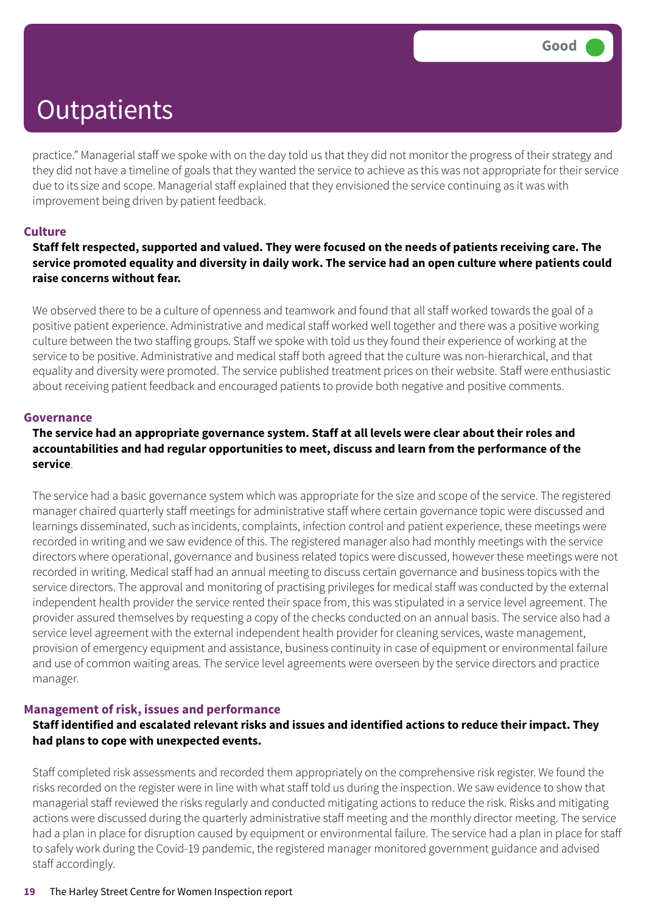# Outpatients

Good

practice." Managerial staff we spoke with on the day told us that they did not monitor the progress of their strategy and they did not have a timeline of goals that they wanted the service to achieve as this was not appropriate for their service due to its size and scope. Managerial staff explained that they envisioned the service continuing as it was with improvement being driven by patient feedback.

## Culture

**Staff felt respected, supported and valued. They were focused on the needs of patients receiving care. The service promoted equality and diversity in daily work. The service had an open culture where patients could raise concerns without fear.**

We observed there to be a culture of openness and teamwork and found that all staff worked towards the goal of a positive patient experience. Administrative and medical staff worked well together and there was a positive working culture between the two staffing groups. Staff we spoke with told us they found their experience of working at the service to be positive. Administrative and medical staff both agreed that the culture was non-hierarchical, and that equality and diversity were promoted. The service published treatment prices on their website. Staff were enthusiastic about receiving patient feedback and encouraged patients to provide both negative and positive comments.

## Governance

**The service had an appropriate governance system. Staff at all levels were clear about their roles and accountabilities and had regular opportunities to meet, discuss and learn from the performance of the service**.

The service had a basic governance system which was appropriate for the size and scope of the service. The registered manager chaired quarterly staff meetings for administrative staff where certain governance topic were discussed and learnings disseminated, such as incidents, complaints, infection control and patient experience, these meetings were recorded in writing and we saw evidence of this. The registered manager also had monthly meetings with the service directors where operational, governance and business related topics were discussed, however these meetings were not recorded in writing. Medical staff had an annual meeting to discuss certain governance and business topics with the service directors. The approval and monitoring of practising privileges for medical staff was conducted by the external independent health provider the service rented their space from, this was stipulated in a service level agreement. The provider assured themselves by requesting a copy of the checks conducted on an annual basis. The service also had a service level agreement with the external independent health provider for cleaning services, waste management, provision of emergency equipment and assistance, business continuity in case of equipment or environmental failure and use of common waiting areas. The service level agreements were overseen by the service directors and practice manager.

## Management of risk, issues and performance

**Staff identified and escalated relevant risks and issues and identified actions to reduce their impact. They had plans to cope with unexpected events.**

Staff completed risk assessments and recorded them appropriately on the comprehensive risk register. We found the risks recorded on the register were in line with what staff told us during the inspection. We saw evidence to show that managerial staff reviewed the risks regularly and conducted mitigating actions to reduce the risk. Risks and mitigating actions were discussed during the quarterly administrative staff meeting and the monthly director meeting. The service had a plan in place for disruption caused by equipment or environmental failure. The service had a plan in place for staff to safely work during the Covid-19 pandemic, the registered manager monitored government guidance and advised staff accordingly.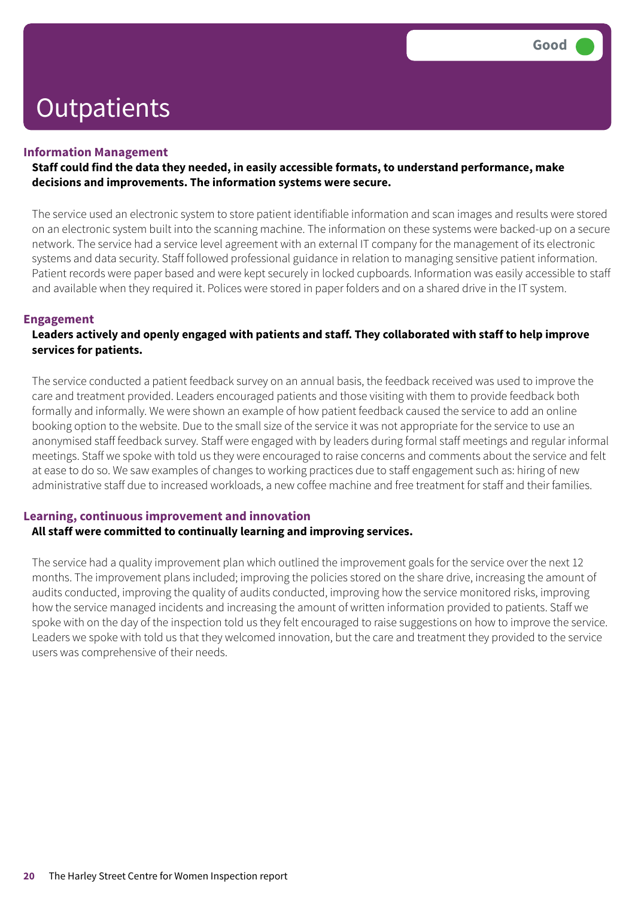# Outpatients

Good

### Information Management

**Staff could find the data they needed, in easily accessible formats, to understand performance, make decisions and improvements. The information systems were secure.**

The service used an electronic system to store patient identifiable information and scan images and results were stored on an electronic system built into the scanning machine. The information on these systems were backed-up on a secure network. The service had a service level agreement with an external IT company for the management of its electronic systems and data security. Staff followed professional guidance in relation to managing sensitive patient information. Patient records were paper based and were kept securely in locked cupboards. Information was easily accessible to staff and available when they required it. Polices were stored in paper folders and on a shared drive in the IT system.

### Engagement

**Leaders actively and openly engaged with patients and staff. They collaborated with staff to help improve services for patients.**

The service conducted a patient feedback survey on an annual basis, the feedback received was used to improve the care and treatment provided. Leaders encouraged patients and those visiting with them to provide feedback both formally and informally. We were shown an example of how patient feedback caused the service to add an online booking option to the website. Due to the small size of the service it was not appropriate for the service to use an anonymised staff feedback survey. Staff were engaged with by leaders during formal staff meetings and regular informal meetings. Staff we spoke with told us they were encouraged to raise concerns and comments about the service and felt at ease to do so. We saw examples of changes to working practices due to staff engagement such as: hiring of new administrative staff due to increased workloads, a new coffee machine and free treatment for staff and their families.

### Learning, continuous improvement and innovation

**All staff were committed to continually learning and improving services.**

The service had a quality improvement plan which outlined the improvement goals for the service over the next 12 months. The improvement plans included; improving the policies stored on the share drive, increasing the amount of audits conducted, improving the quality of audits conducted, improving how the service monitored risks, improving how the service managed incidents and increasing the amount of written information provided to patients. Staff we spoke with on the day of the inspection told us they felt encouraged to raise suggestions on how to improve the service. Leaders we spoke with told us that they welcomed innovation, but the care and treatment they provided to the service users was comprehensive of their needs.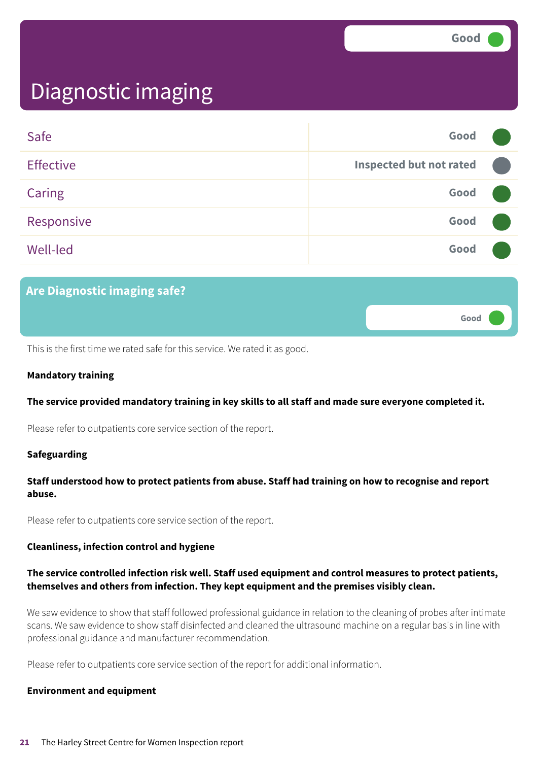# Diagnostic imaging

Good

| | |
|---|---|
| Safe | Good |
| Effective | Inspected but not rated |
| Caring | Good |
| Responsive | Good |
| Well-led | Good |

## Are Diagnostic imaging safe?

Good

This is the first time we rated safe for this service. We rated it as good.

**Mandatory training**

**The service provided mandatory training in key skills to all staff and made sure everyone completed it.**

Please refer to outpatients core service section of the report.

**Safeguarding**

**Staff understood how to protect patients from abuse. Staff had training on how to recognise and report abuse.**

Please refer to outpatients core service section of the report.

**Cleanliness, infection control and hygiene**

**The service controlled infection risk well. Staff used equipment and control measures to protect patients, themselves and others from infection. They kept equipment and the premises visibly clean.**

We saw evidence to show that staff followed professional guidance in relation to the cleaning of probes after intimate scans. We saw evidence to show staff disinfected and cleaned the ultrasound machine on a regular basis in line with professional guidance and manufacturer recommendation.

Please refer to outpatients core service section of the report for additional information.

**Environment and equipment**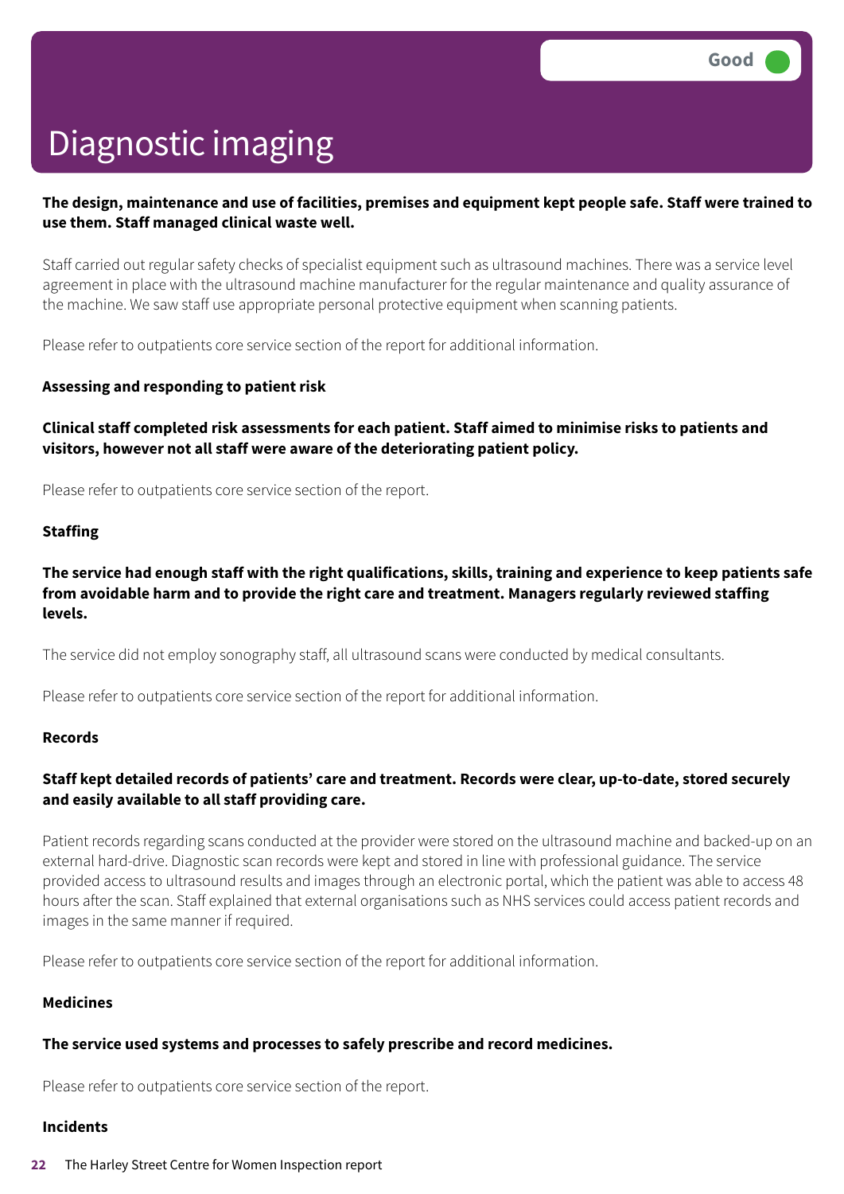Good

# Diagnostic imaging

**The design, maintenance and use of facilities, premises and equipment kept people safe. Staff were trained to use them. Staff managed clinical waste well.**

Staff carried out regular safety checks of specialist equipment such as ultrasound machines. There was a service level agreement in place with the ultrasound machine manufacturer for the regular maintenance and quality assurance of the machine. We saw staff use appropriate personal protective equipment when scanning patients.

Please refer to outpatients core service section of the report for additional information.

**Assessing and responding to patient risk**

**Clinical staff completed risk assessments for each patient. Staff aimed to minimise risks to patients and visitors, however not all staff were aware of the deteriorating patient policy.**

Please refer to outpatients core service section of the report.

**Staffing**

**The service had enough staff with the right qualifications, skills, training and experience to keep patients safe from avoidable harm and to provide the right care and treatment. Managers regularly reviewed staffing levels.**

The service did not employ sonography staff, all ultrasound scans were conducted by medical consultants.

Please refer to outpatients core service section of the report for additional information.

**Records**

**Staff kept detailed records of patients' care and treatment. Records were clear, up-to-date, stored securely and easily available to all staff providing care.**

Patient records regarding scans conducted at the provider were stored on the ultrasound machine and backed-up on an external hard-drive. Diagnostic scan records were kept and stored in line with professional guidance. The service provided access to ultrasound results and images through an electronic portal, which the patient was able to access 48 hours after the scan. Staff explained that external organisations such as NHS services could access patient records and images in the same manner if required.

Please refer to outpatients core service section of the report for additional information.

**Medicines**

**The service used systems and processes to safely prescribe and record medicines.**

Please refer to outpatients core service section of the report.

**Incidents**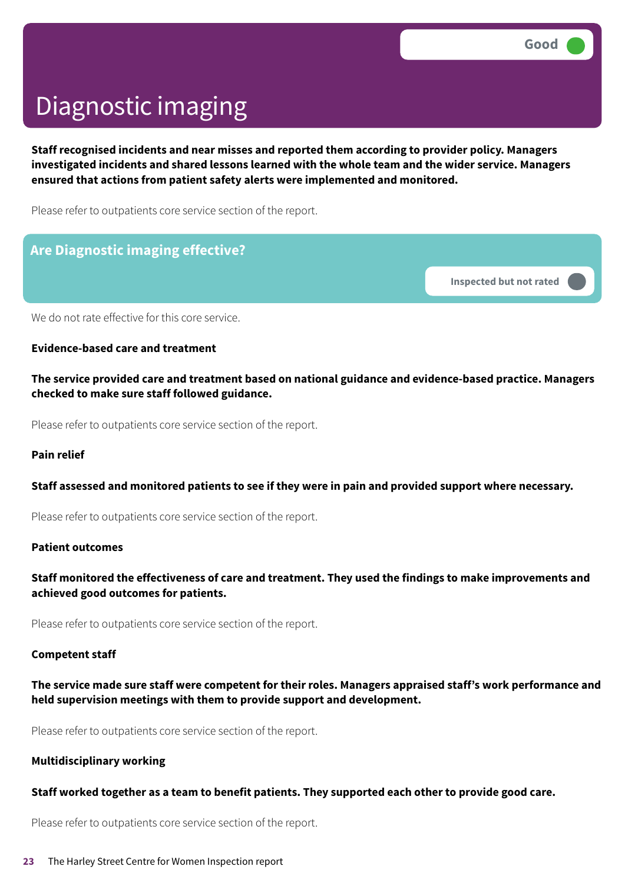Good

# Diagnostic imaging

**Staff recognised incidents and near misses and reported them according to provider policy. Managers investigated incidents and shared lessons learned with the whole team and the wider service. Managers ensured that actions from patient safety alerts were implemented and monitored.**

Please refer to outpatients core service section of the report.

## Are Diagnostic imaging effective?

Inspected but not rated

We do not rate effective for this core service.

### Evidence-based care and treatment

**The service provided care and treatment based on national guidance and evidence-based practice. Managers checked to make sure staff followed guidance.**

Please refer to outpatients core service section of the report.

### Pain relief

**Staff assessed and monitored patients to see if they were in pain and provided support where necessary.**

Please refer to outpatients core service section of the report.

### Patient outcomes

**Staff monitored the effectiveness of care and treatment. They used the findings to make improvements and achieved good outcomes for patients.**

Please refer to outpatients core service section of the report.

### Competent staff

**The service made sure staff were competent for their roles. Managers appraised staff's work performance and held supervision meetings with them to provide support and development.**

Please refer to outpatients core service section of the report.

### Multidisciplinary working

**Staff worked together as a team to benefit patients. They supported each other to provide good care.**

Please refer to outpatients core service section of the report.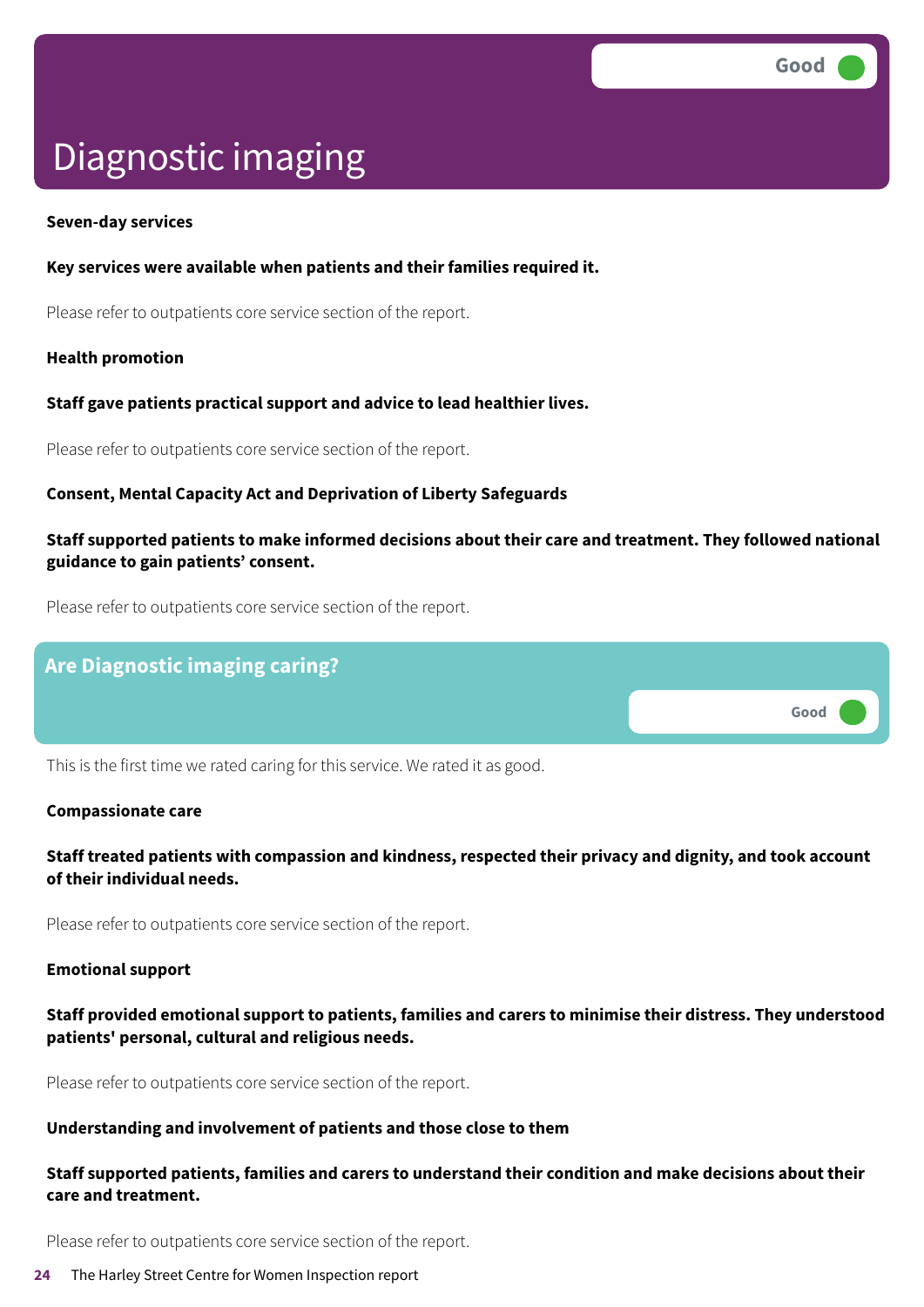# Diagnostic imaging

Good

**Seven-day services**

**Key services were available when patients and their families required it.**

Please refer to outpatients core service section of the report.

**Health promotion**

**Staff gave patients practical support and advice to lead healthier lives.**

Please refer to outpatients core service section of the report.

**Consent, Mental Capacity Act and Deprivation of Liberty Safeguards**

**Staff supported patients to make informed decisions about their care and treatment. They followed national guidance to gain patients' consent.**

Please refer to outpatients core service section of the report.

## Are Diagnostic imaging caring?

Good

This is the first time we rated caring for this service. We rated it as good.

**Compassionate care**

**Staff treated patients with compassion and kindness, respected their privacy and dignity, and took account of their individual needs.**

Please refer to outpatients core service section of the report.

**Emotional support**

**Staff provided emotional support to patients, families and carers to minimise their distress. They understood patients' personal, cultural and religious needs.**

Please refer to outpatients core service section of the report.

**Understanding and involvement of patients and those close to them**

**Staff supported patients, families and carers to understand their condition and make decisions about their care and treatment.**

Please refer to outpatients core service section of the report.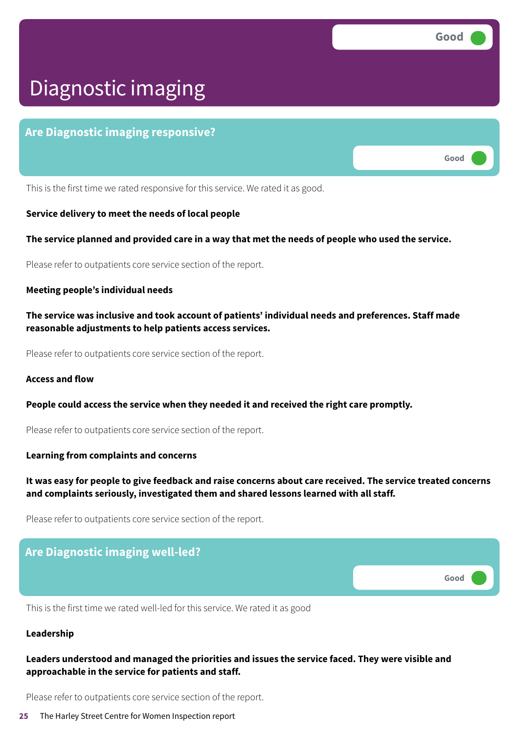Good

# Diagnostic imaging

## Are Diagnostic imaging responsive?

Good

This is the first time we rated responsive for this service. We rated it as good.

**Service delivery to meet the needs of local people**

**The service planned and provided care in a way that met the needs of people who used the service.**

Please refer to outpatients core service section of the report.

**Meeting people's individual needs**

**The service was inclusive and took account of patients' individual needs and preferences. Staff made reasonable adjustments to help patients access services.**

Please refer to outpatients core service section of the report.

**Access and flow**

**People could access the service when they needed it and received the right care promptly.**

Please refer to outpatients core service section of the report.

**Learning from complaints and concerns**

**It was easy for people to give feedback and raise concerns about care received. The service treated concerns and complaints seriously, investigated them and shared lessons learned with all staff.**

Please refer to outpatients core service section of the report.

## Are Diagnostic imaging well-led?

Good

This is the first time we rated well-led for this service. We rated it as good

**Leadership**

**Leaders understood and managed the priorities and issues the service faced. They were visible and approachable in the service for patients and staff.**

Please refer to outpatients core service section of the report.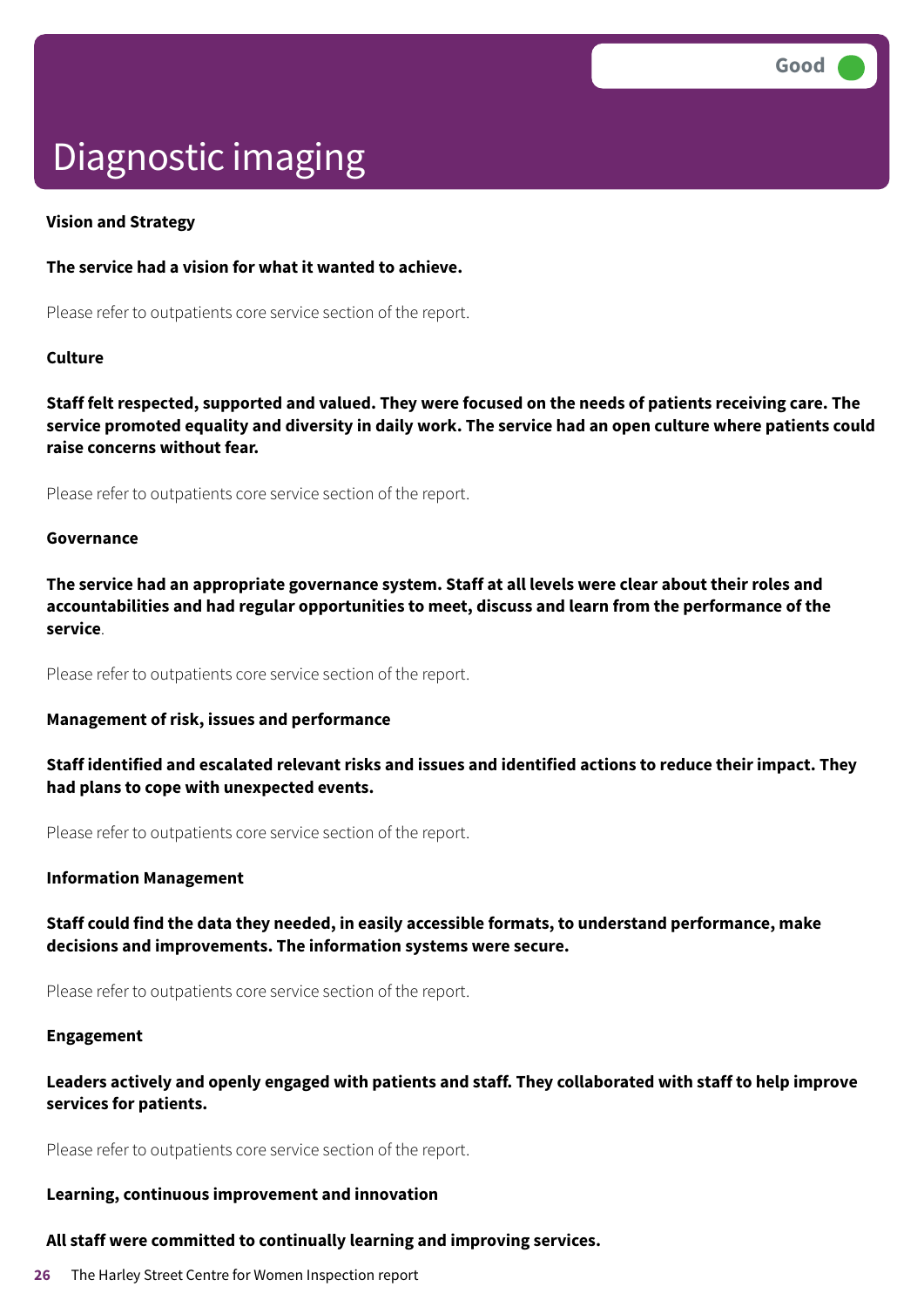Good

# Diagnostic imaging

**Vision and Strategy**

**The service had a vision for what it wanted to achieve.**

Please refer to outpatients core service section of the report.

**Culture**

**Staff felt respected, supported and valued. They were focused on the needs of patients receiving care. The service promoted equality and diversity in daily work. The service had an open culture where patients could raise concerns without fear.**

Please refer to outpatients core service section of the report.

**Governance**

**The service had an appropriate governance system. Staff at all levels were clear about their roles and accountabilities and had regular opportunities to meet, discuss and learn from the performance of the service**.

Please refer to outpatients core service section of the report.

**Management of risk, issues and performance**

**Staff identified and escalated relevant risks and issues and identified actions to reduce their impact. They had plans to cope with unexpected events.**

Please refer to outpatients core service section of the report.

**Information Management**

**Staff could find the data they needed, in easily accessible formats, to understand performance, make decisions and improvements. The information systems were secure.**

Please refer to outpatients core service section of the report.

**Engagement**

**Leaders actively and openly engaged with patients and staff. They collaborated with staff to help improve services for patients.**

Please refer to outpatients core service section of the report.

**Learning, continuous improvement and innovation**

**All staff were committed to continually learning and improving services.**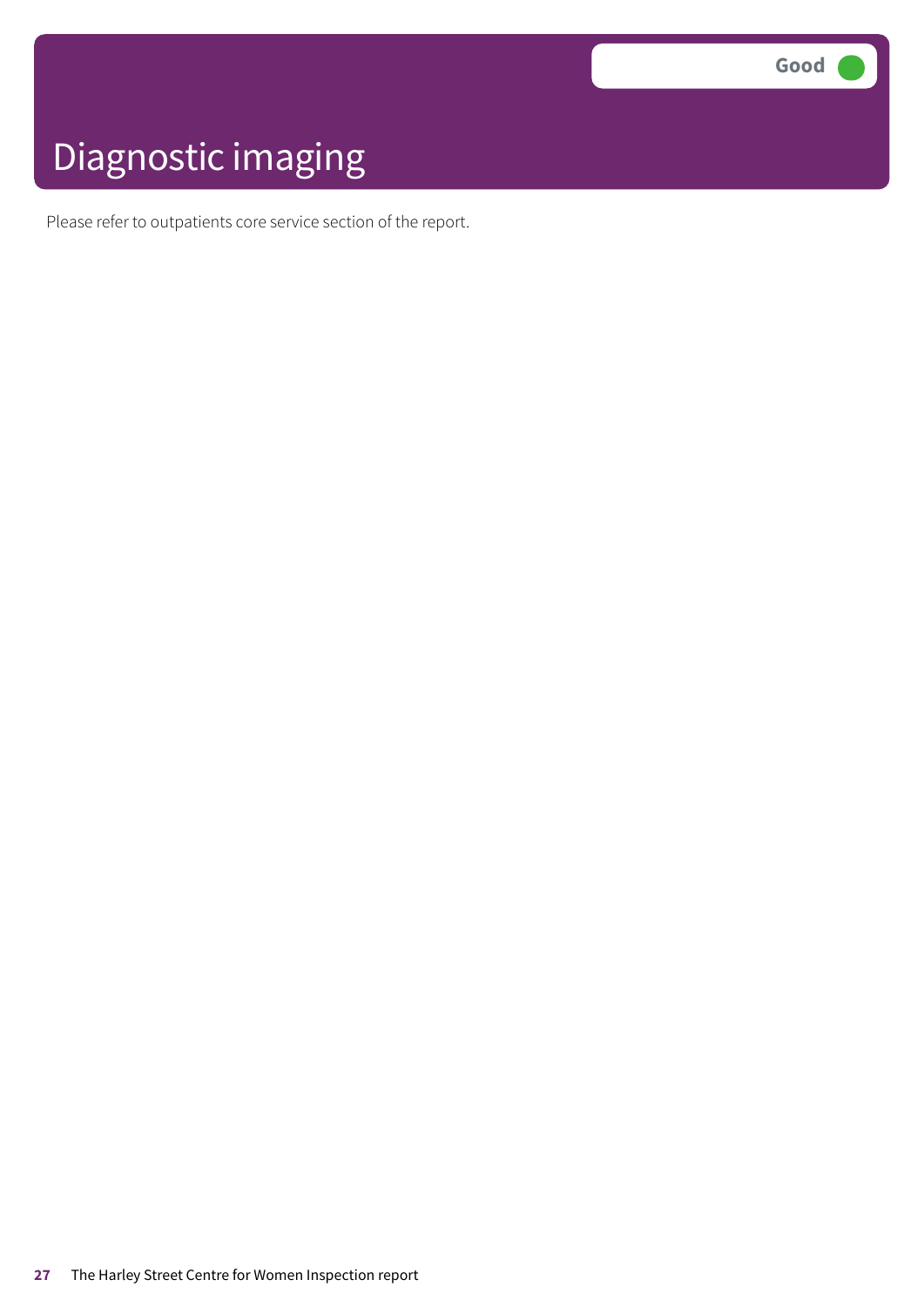Good

# Diagnostic imaging

Please refer to outpatients core service section of the report.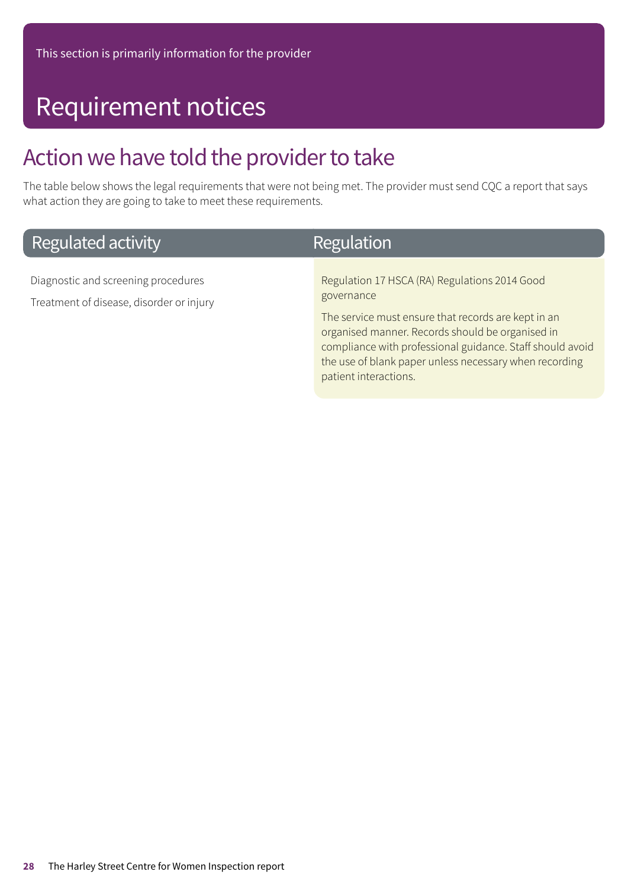This section is primarily information for the provider

# Requirement notices

## Action we have told the provider to take

The table below shows the legal requirements that were not being met. The provider must send CQC a report that says what action they are going to take to meet these requirements.

| Regulated activity | Regulation |
| --- | --- |
| Diagnostic and screening procedures<br><br>Treatment of disease, disorder or injury | Regulation 17 HSCA (RA) Regulations 2014 Good governance<br><br>The service must ensure that records are kept in an organised manner. Records should be organised in compliance with professional guidance. Staff should avoid the use of blank paper unless necessary when recording patient interactions. |